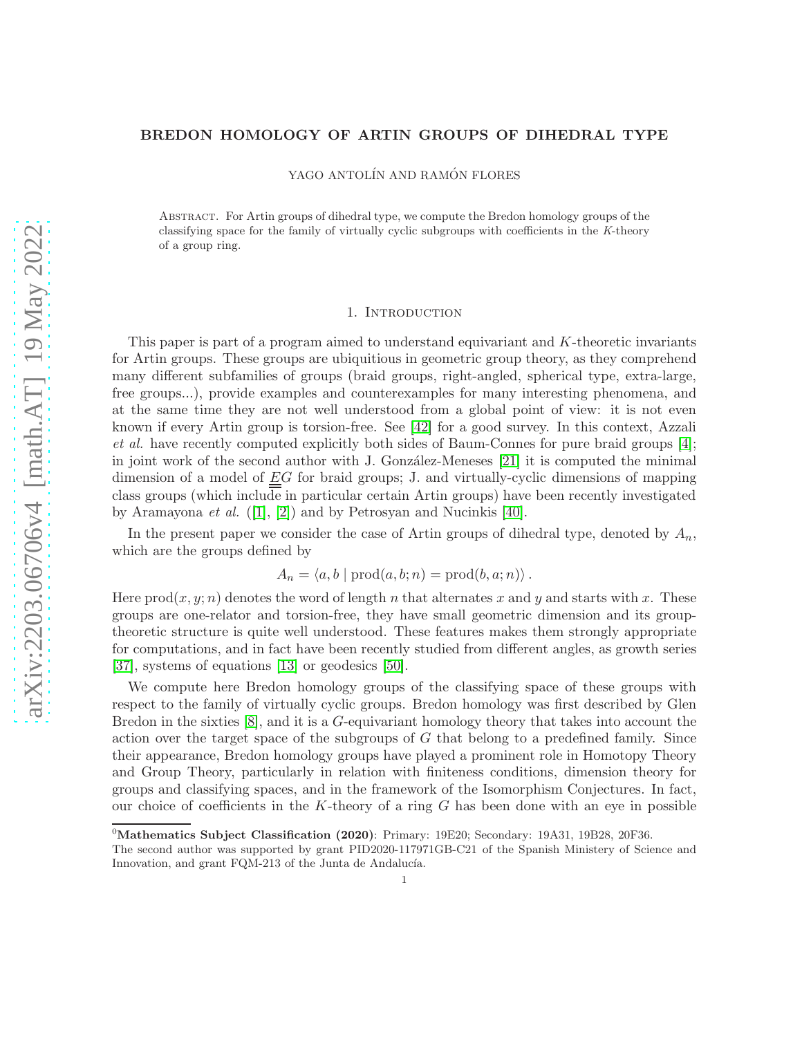# BREDON HOMOLOGY OF ARTIN GROUPS OF DIHEDRAL TYPE

YAGO ANTOLÍN AND RAMÓN FLORES

Abstract. For Artin groups of dihedral type, we compute the Bredon homology groups of the classifying space for the family of virtually cyclic subgroups with coefficients in the $K$-theory of a group ring.

## 1. Introduction

This paper is part of a program aimed to understand equivariant and $K$-theoretic invariants for Artin groups. These groups are ubiquitious in geometric group theory, as they comprehend many different subfamilies of groups (braid groups, right-angled, spherical type, extra-large, free groups...), provide examples and counterexamples for many interesting phenomena, and at the same time they are not well understood from a global point of view: it is not even known if every Artin group is torsion-free. See [42] for a good survey. In this context, Azzali *et al.* have recently computed explicitly both sides of Baum-Connes for pure braid groups [4]; in joint work of the second author with J. González-Meneses [21] it is computed the minimal dimension of a model of $\underline{\underline{E}}G$ for braid groups; J. and virtually-cyclic dimensions of mapping class groups (which include in particular certain Artin groups) have been recently investigated by Aramayona *et al.* ([1], [2]) and by Petrosyan and Nucinkis [40].

In the present paper we consider the case of Artin groups of dihedral type, denoted by $A_n$, which are the groups defined by

$$A_n = \langle a, b \mid \operatorname{prod}(a, b; n) = \operatorname{prod}(b, a; n) \rangle .$$

Here $\operatorname{prod}(x, y; n)$ denotes the word of length $n$ that alternates $x$ and $y$ and starts with $x$. These groups are one-relator and torsion-free, they have small geometric dimension and its group-theoretic structure is quite well understood. These features makes them strongly appropriate for computations, and in fact have been recently studied from different angles, as growth series [37], systems of equations [13] or geodesics [50].

We compute here Bredon homology groups of the classifying space of these groups with respect to the family of virtually cyclic groups. Bredon homology was first described by Glen Bredon in the sixties [8], and it is a $G$-equivariant homology theory that takes into account the action over the target space of the subgroups of $G$ that belong to a predefined family. Since their appearance, Bredon homology groups have played a prominent role in Homotopy Theory and Group Theory, particularly in relation with finiteness conditions, dimension theory for groups and classifying spaces, and in the framework of the Isomorphism Conjectures. In fact, our choice of coefficients in the $K$-theory of a ring $G$ has been done with an eye in possible

**Mathematics Subject Classification (2020)**: Primary: 19E20; Secondary: 19A31, 19B28, 20F36.
The second author was supported by grant PID2020-117971GB-C21 of the Spanish Ministry of Science and Innovation, and grant FQM-213 of the Junta de Andalucía.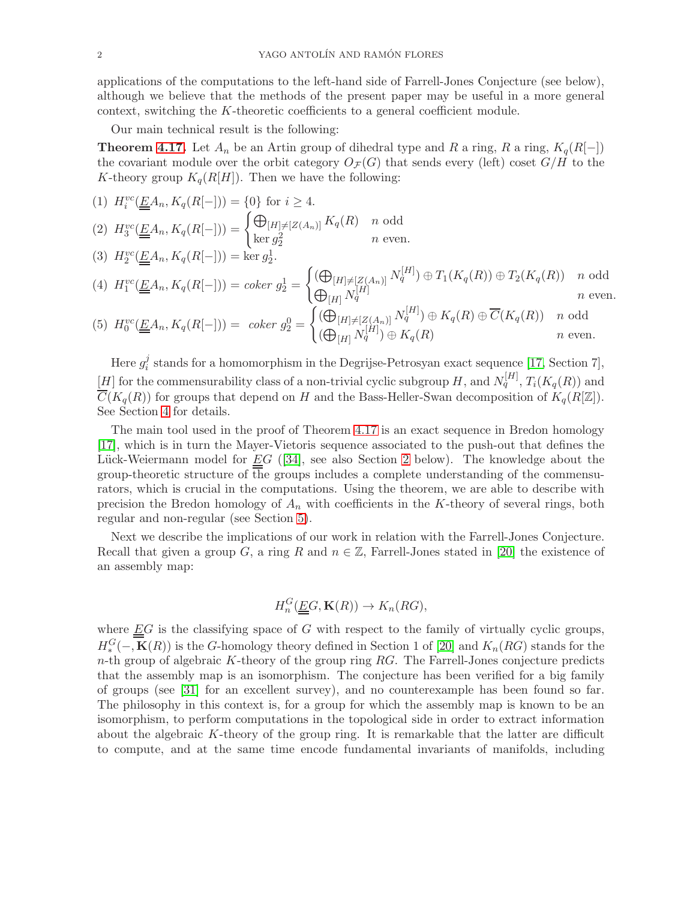applications of the computations to the left-hand side of Farrell-Jones Conjecture (see below), although we believe that the methods of the present paper may be useful in a more general context, switching the $K$-theoretic coefficients to a general coefficient module.

Our main technical result is the following:

**Theorem 4.17.** Let $A_n$ be an Artin group of dihedral type and $R$ a ring, $R$ a ring, $K_q(R[-])$ the covariant module over the orbit category $O_{\mathcal{F}}(G)$ that sends every (left) coset $G/H$ to the $K$-theory group $K_q(R[H])$. Then we have the following:

(1) $H_i^{vc}(\underline{\underline{E}}A_n, K_q(R[-])) = \{0\}$ for $i \geq 4$.

(2) $H_3^{vc}(\underline{\underline{E}}A_n, K_q(R[-])) = \begin{cases} \bigoplus_{[H]\neq[Z(A_n)]} K_q(R) & n \text{ odd} \\ \ker g_2^2 & n \text{ even.} \end{cases}$

(3) $H_2^{vc}(\underline{\underline{E}}A_n, K_q(R[-])) = \ker g_2^1$.

(4) $H_1^{vc}(\underline{\underline{E}}A_n, K_q(R[-])) = \textit{coker } g_2^1 = \begin{cases} (\bigoplus_{[H]\neq[Z(A_n)]} N_q^{[H]}) \oplus T_1(K_q(R)) \oplus T_2(K_q(R)) & n \text{ odd} \\ \bigoplus_{[H]} N_q^{[H]} & n \text{ even.} \end{cases}$

(5) $H_0^{vc}(\underline{\underline{E}}A_n, K_q(R[-])) = \textit{coker } g_2^0 = \begin{cases} (\bigoplus_{[H]\neq[Z(A_n)]} N_q^{[H]}) \oplus K_q(R) \oplus \overline{C}(K_q(R)) & n \text{ odd} \\ (\bigoplus_{[H]} N_q^{[H]}) \oplus K_q(R) & n \text{ even.} \end{cases}$

Here $g_i^j$ stands for a homomorphism in the Degrijse-Petrosyan exact sequence [17, Section 7], $[H]$ for the commensurability class of a non-trivial cyclic subgroup $H$, and $N_q^{[H]}$, $T_i(K_q(R))$ and $\overline{C}(K_q(R))$ for groups that depend on $H$ and the Bass-Heller-Swan decomposition of $K_q(R[\mathbb{Z}])$. See Section 4 for details.

The main tool used in the proof of Theorem 4.17 is an exact sequence in Bredon homology [17], which is in turn the Mayer-Vietoris sequence associated to the push-out that defines the Lück-Weiermann model for $\underline{\underline{E}}G$ ([34], see also Section 2 below). The knowledge about the group-theoretic structure of the groups includes a complete understanding of the commensurators, which is crucial in the computations. Using the theorem, we are able to describe with precision the Bredon homology of $A_n$ with coefficients in the $K$-theory of several rings, both regular and non-regular (see Section 5).

Next we describe the implications of our work in relation with the Farrell-Jones Conjecture. Recall that given a group $G$, a ring $R$ and $n \in \mathbb{Z}$, Farrell-Jones stated in [20] the existence of an assembly map:

$$H_n^G(\underline{\underline{E}}G, \mathbf{K}(R)) \to K_n(RG),$$

where $\underline{\underline{E}}G$ is the classifying space of $G$ with respect to the family of virtually cyclic groups, $H_*^G(-, \mathbf{K}(R))$ is the $G$-homology theory defined in Section 1 of [20] and $K_n(RG)$ stands for the $n$-th group of algebraic $K$-theory of the group ring $RG$. The Farrell-Jones conjecture predicts that the assembly map is an isomorphism. The conjecture has been verified for a big family of groups (see [31] for an excellent survey), and no counterexample has been found so far. The philosophy in this context is, for a group for which the assembly map is known to be an isomorphism, to perform computations in the topological side in order to extract information about the algebraic $K$-theory of the group ring. It is remarkable that the latter are difficult to compute, and at the same time encode fundamental invariants of manifolds, including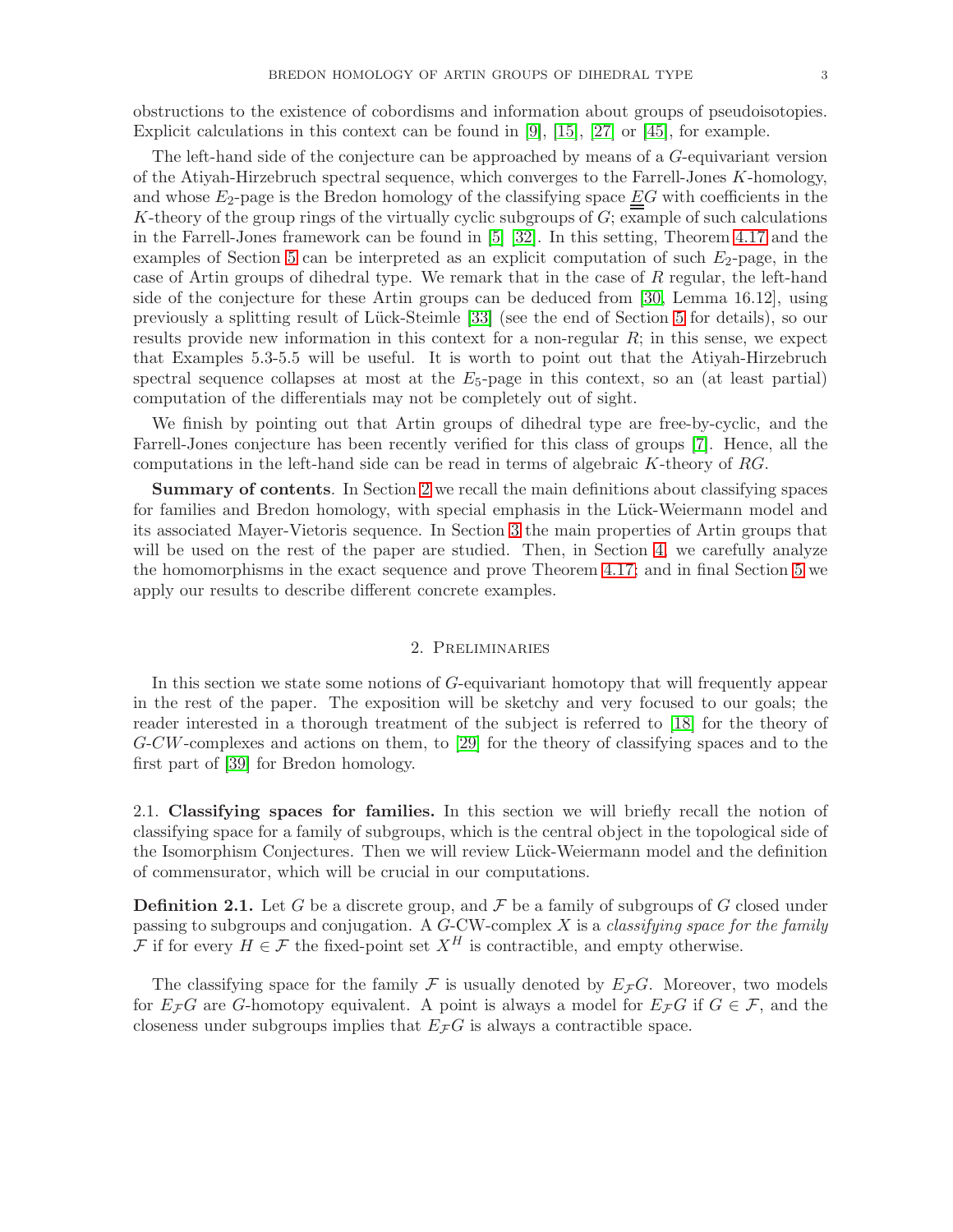obstructions to the existence of cobordisms and information about groups of pseudoisotopies. Explicit calculations in this context can be found in [9], [15], [27] or [45], for example.

The left-hand side of the conjecture can be approached by means of a $G$-equivariant version of the Atiyah-Hirzebruch spectral sequence, which converges to the Farrell-Jones $K$-homology, and whose $E_2$-page is the Bredon homology of the classifying space $\underline{\underline{E}}G$ with coefficients in the $K$-theory of the group rings of the virtually cyclic subgroups of $G$; example of such calculations in the Farrell-Jones framework can be found in [5] [32]. In this setting, Theorem 4.17 and the examples of Section 5 can be interpreted as an explicit computation of such $E_2$-page, in the case of Artin groups of dihedral type. We remark that in the case of $R$ regular, the left-hand side of the conjecture for these Artin groups can be deduced from [30, Lemma 16.12], using previously a splitting result of Lück-Steimle [33] (see the end of Section 5 for details), so our results provide new information in this context for a non-regular $R$; in this sense, we expect that Examples 5.3-5.5 will be useful. It is worth to point out that the Atiyah-Hirzebruch spectral sequence collapses at most at the $E_5$-page in this context, so an (at least partial) computation of the differentials may not be completely out of sight.

We finish by pointing out that Artin groups of dihedral type are free-by-cyclic, and the Farrell-Jones conjecture has been recently verified for this class of groups [7]. Hence, all the computations in the left-hand side can be read in terms of algebraic $K$-theory of $RG$.

**Summary of contents**. In Section 2 we recall the main definitions about classifying spaces for families and Bredon homology, with special emphasis in the Lück-Weiermann model and its associated Mayer-Vietoris sequence. In Section 3 the main properties of Artin groups that will be used on the rest of the paper are studied. Then, in Section 4 we carefully analyze the homomorphisms in the exact sequence and prove Theorem 4.17; and in final Section 5 we apply our results to describe different concrete examples.

## 2. Preliminaries

In this section we state some notions of $G$-equivariant homotopy that will frequently appear in the rest of the paper. The exposition will be sketchy and very focused to our goals; the reader interested in a thorough treatment of the subject is referred to [18] for the theory of $G$-$CW$-complexes and actions on them, to [29] for the theory of classifying spaces and to the first part of [39] for Bredon homology.

### 2.1. Classifying spaces for families.

In this section we will briefly recall the notion of classifying space for a family of subgroups, which is the central object in the topological side of the Isomorphism Conjectures. Then we will review Lück-Weiermann model and the definition of commensurator, which will be crucial in our computations.

**Definition 2.1.** Let $G$ be a discrete group, and $\mathcal{F}$ be a family of subgroups of $G$ closed under passing to subgroups and conjugation. A $G$-CW-complex $X$ is a *classifying space for the family* $\mathcal{F}$ if for every $H \in \mathcal{F}$ the fixed-point set $X^H$ is contractible, and empty otherwise.

The classifying space for the family $\mathcal{F}$ is usually denoted by $E_{\mathcal{F}}G$. Moreover, two models for $E_{\mathcal{F}}G$ are $G$-homotopy equivalent. A point is always a model for $E_{\mathcal{F}}G$ if $G \in \mathcal{F}$, and the closeness under subgroups implies that $E_{\mathcal{F}}G$ is always a contractible space.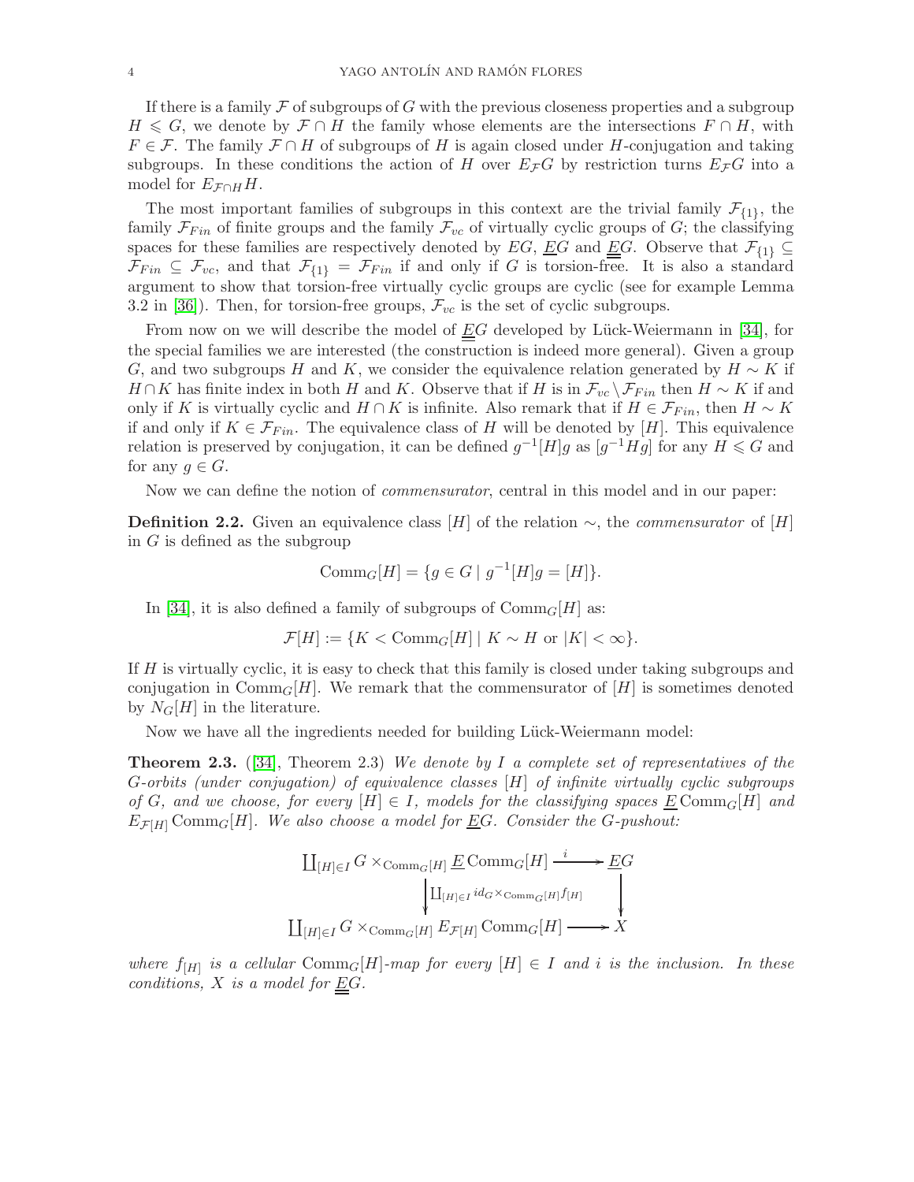If there is a family $\mathcal{F}$ of subgroups of $G$ with the previous closeness properties and a subgroup $H \leqslant G$, we denote by $\mathcal{F} \cap H$ the family whose elements are the intersections $F \cap H$, with $F \in \mathcal{F}$. The family $\mathcal{F} \cap H$ of subgroups of $H$ is again closed under $H$-conjugation and taking subgroups. In these conditions the action of $H$ over $E_{\mathcal{F}}G$ by restriction turns $E_{\mathcal{F}}G$ into a model for $E_{\mathcal{F}\cap H}H$.

The most important families of subgroups in this context are the trivial family $\mathcal{F}_{\{1\}}$, the family $\mathcal{F}_{Fin}$ of finite groups and the family $\mathcal{F}_{vc}$ of virtually cyclic groups of $G$; the classifying spaces for these families are respectively denoted by $EG$, $\underline{E}G$ and $\underline{\underline{E}}G$. Observe that $\mathcal{F}_{\{1\}} \subseteq \mathcal{F}_{Fin} \subseteq \mathcal{F}_{vc}$, and that $\mathcal{F}_{\{1\}} = \mathcal{F}_{Fin}$ if and only if $G$ is torsion-free. It is also a standard argument to show that torsion-free virtually cyclic groups are cyclic (see for example Lemma 3.2 in [36]). Then, for torsion-free groups, $\mathcal{F}_{vc}$ is the set of cyclic subgroups.

From now on we will describe the model of $\underline{\underline{E}}G$ developed by Lück-Weiermann in [34], for the special families we are interested (the construction is indeed more general). Given a group $G$, and two subgroups $H$ and $K$, we consider the equivalence relation generated by $H \sim K$ if $H \cap K$ has finite index in both $H$ and $K$. Observe that if $H$ is in $\mathcal{F}_{vc} \setminus \mathcal{F}_{Fin}$ then $H \sim K$ if and only if $K$ is virtually cyclic and $H \cap K$ is infinite. Also remark that if $H \in \mathcal{F}_{Fin}$, then $H \sim K$ if and only if $K \in \mathcal{F}_{Fin}$. The equivalence class of $H$ will be denoted by $[H]$. This equivalence relation is preserved by conjugation, it can be defined $g^{-1}[H]g$ as $[g^{-1}Hg]$ for any $H \leqslant G$ and for any $g \in G$.

Now we can define the notion of *commensurator*, central in this model and in our paper:

**Definition 2.2.** Given an equivalence class $[H]$ of the relation $\sim$, the *commensurator* of $[H]$ in $G$ is defined as the subgroup

$$\mathrm{Comm}_G[H] = \{g \in G \mid g^{-1}[H]g = [H]\}.$$

In [34], it is also defined a family of subgroups of $\mathrm{Comm}_G[H]$ as:

$$\mathcal{F}[H] := \{K < \mathrm{Comm}_G[H] \mid K \sim H \text{ or } |K| < \infty\}.$$

If $H$ is virtually cyclic, it is easy to check that this family is closed under taking subgroups and conjugation in $\mathrm{Comm}_G[H]$. We remark that the commensurator of $[H]$ is sometimes denoted by $N_G[H]$ in the literature.

Now we have all the ingredients needed for building Lück-Weiermann model:

**Theorem 2.3.** ([34], Theorem 2.3) *We denote by $I$ a complete set of representatives of the $G$-orbits (under conjugation) of equivalence classes $[H]$ of infinite virtually cyclic subgroups of $G$, and we choose, for every $[H] \in I$, models for the classifying spaces $\underline{E}\,\mathrm{Comm}_G[H]$ and $E_{\mathcal{F}[H]}\,\mathrm{Comm}_G[H]$. We also choose a model for $\underline{E}G$. Consider the $G$-pushout:*

$$\begin{array}{ccc}
\coprod_{[H]\in I} G \times_{\mathrm{Comm}_G[H]} \underline{E}\,\mathrm{Comm}_G[H] & \xrightarrow{\ i\ } & \underline{E}G \\
\Big\downarrow {\scriptstyle \coprod_{[H]\in I} id_G \times_{\mathrm{Comm}_G[H]} f_{[H]}} & & \Big\downarrow \\
\coprod_{[H]\in I} G \times_{\mathrm{Comm}_G[H]} E_{\mathcal{F}[H]}\,\mathrm{Comm}_G[H] & \longrightarrow & X
\end{array}$$

*where $f_{[H]}$ is a cellular $\mathrm{Comm}_G[H]$-map for every $[H] \in I$ and $i$ is the inclusion. In these conditions, $X$ is a model for $\underline{\underline{E}}G$.*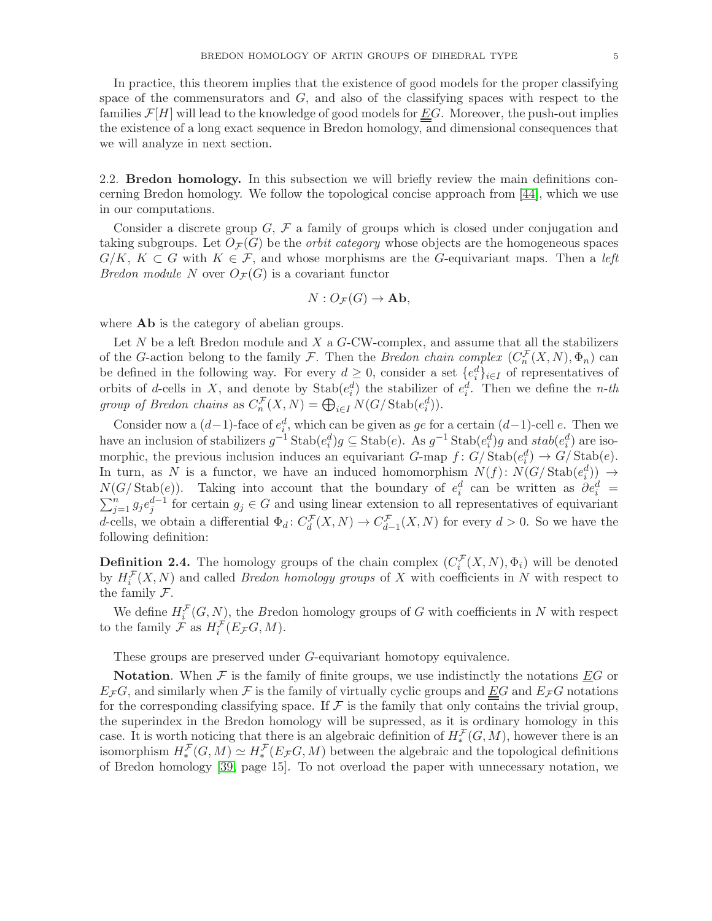In practice, this theorem implies that the existence of good models for the proper classifying space of the commensurators and $G$, and also of the classifying spaces with respect to the families $\mathcal{F}[H]$ will lead to the knowledge of good models for $\underline{\underline{E}}G$. Moreover, the push-out implies the existence of a long exact sequence in Bredon homology, and dimensional consequences that we will analyze in next section.

2.2. **Bredon homology.** In this subsection we will briefly review the main definitions concerning Bredon homology. We follow the topological concise approach from [44], which we use in our computations.

Consider a discrete group $G$, $\mathcal{F}$ a family of groups which is closed under conjugation and taking subgroups. Let $O_{\mathcal{F}}(G)$ be the *orbit category* whose objects are the homogeneous spaces $G/K$, $K \subset G$ with $K \in \mathcal{F}$, and whose morphisms are the $G$-equivariant maps. Then a *left Bredon module* $N$ over $O_{\mathcal{F}}(G)$ is a covariant functor

$$N : O_{\mathcal{F}}(G) \to \mathbf{Ab},$$

where $\mathbf{Ab}$ is the category of abelian groups.

Let $N$ be a left Bredon module and $X$ a $G$-CW-complex, and assume that all the stabilizers of the $G$-action belong to the family $\mathcal{F}$. Then the *Bredon chain complex* $(C_n^{\mathcal{F}}(X,N), \Phi_n)$ can be defined in the following way. For every $d \geq 0$, consider a set $\{e_i^d\}_{i\in I}$ of representatives of orbits of $d$-cells in $X$, and denote by $\operatorname{Stab}(e_i^d)$ the stabilizer of $e_i^d$. Then we define the *n-th group of Bredon chains* as $C_n^{\mathcal{F}}(X,N) = \bigoplus_{i\in I} N(G/\operatorname{Stab}(e_i^d))$.

Consider now a $(d-1)$-face of $e_i^d$, which can be given as $ge$ for a certain $(d-1)$-cell $e$. Then we have an inclusion of stabilizers $g^{-1}\operatorname{Stab}(e_i^d)g \subseteq \operatorname{Stab}(e)$. As $g^{-1}\operatorname{Stab}(e_i^d)g$ and $stab(e_i^d)$ are isomorphic, the previous inclusion induces an equivariant $G$-map $f\colon G/\operatorname{Stab}(e_i^d) \to G/\operatorname{Stab}(e)$. In turn, as $N$ is a functor, we have an induced homomorphism $N(f)\colon N(G/\operatorname{Stab}(e_i^d)) \to N(G/\operatorname{Stab}(e))$. Taking into account that the boundary of $e_i^d$ can be written as $\partial e_i^d = \sum_{j=1}^n g_j e_j^{d-1}$ for certain $g_j \in G$ and using linear extension to all representatives of equivariant $d$-cells, we obtain a differential $\Phi_d\colon C_d^{\mathcal{F}}(X,N) \to C_{d-1}^{\mathcal{F}}(X,N)$ for every $d > 0$. So we have the following definition:

**Definition 2.4.** The homology groups of the chain complex $(C_i^{\mathcal{F}}(X,N), \Phi_i)$ will be denoted by $H_i^{\mathcal{F}}(X,N)$ and called *Bredon homology groups* of $X$ with coefficients in $N$ with respect to the family $\mathcal{F}$.

We define $H_i^{\mathcal{F}}(G,N)$, the *B*redon homology groups of $G$ with coefficients in $N$ with respect to the family $\mathcal{F}$ as $H_i^{\mathcal{F}}(E_{\mathcal{F}}G, M)$.

These groups are preserved under $G$-equivariant homotopy equivalence.

**Notation**. When $\mathcal{F}$ is the family of finite groups, we use indistinctly the notations $\underline{E}G$ or $E_{\mathcal{F}}G$, and similarly when $\mathcal{F}$ is the family of virtually cyclic groups and $\underline{\underline{E}}G$ and $E_{\mathcal{F}}G$ notations for the corresponding classifying space. If $\mathcal{F}$ is the family that only contains the trivial group, the superindex in the Bredon homology will be supressed, as it is ordinary homology in this case. It is worth noticing that there is an algebraic definition of $H_*^{\mathcal{F}}(G,M)$, however there is an isomorphism $H_*^{\mathcal{F}}(G,M) \simeq H_*^{\mathcal{F}}(E_{\mathcal{F}}G, M)$ between the algebraic and the topological definitions of Bredon homology [39, page 15]. To not overload the paper with unnecessary notation, we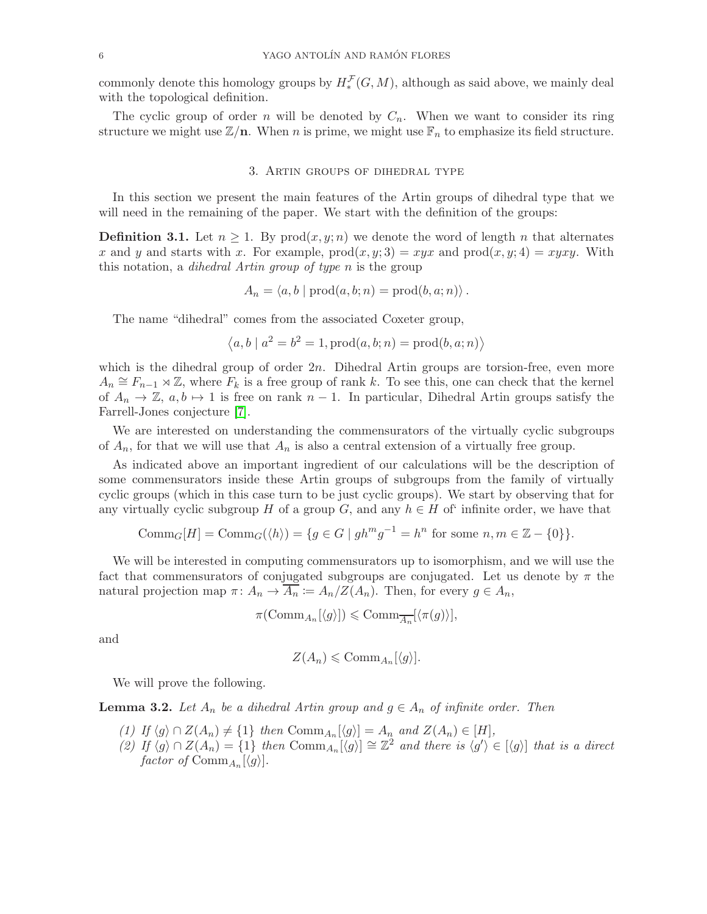commonly denote this homology groups by $H_*^{\mathcal{F}}(G, M)$, although as said above, we mainly deal with the topological definition.

The cyclic group of order $n$ will be denoted by $C_n$. When we want to consider its ring structure we might use $\mathbb{Z}/\mathbf{n}$. When $n$ is prime, we might use $\mathbb{F}_n$ to emphasize its field structure.

## 3. Artin groups of dihedral type

In this section we present the main features of the Artin groups of dihedral type that we will need in the remaining of the paper. We start with the definition of the groups:

**Definition 3.1.** Let $n \geq 1$. By $\mathrm{prod}(x, y; n)$ we denote the word of length $n$ that alternates $x$ and $y$ and starts with $x$. For example, $\mathrm{prod}(x, y; 3) = xyx$ and $\mathrm{prod}(x, y; 4) = xyxy$. With this notation, a *dihedral Artin group of type* $n$ is the group

$$A_n = \langle a, b \mid \mathrm{prod}(a, b; n) = \mathrm{prod}(b, a; n) \rangle .$$

The name "dihedral" comes from the associated Coxeter group,

$$\left\langle a, b \mid a^2 = b^2 = 1, \mathrm{prod}(a, b; n) = \mathrm{prod}(b, a; n) \right\rangle$$

which is the dihedral group of order $2n$. Dihedral Artin groups are torsion-free, even more $A_n \cong F_{n-1} \rtimes \mathbb{Z}$, where $F_k$ is a free group of rank $k$. To see this, one can check that the kernel of $A_n \to \mathbb{Z}$, $a, b \mapsto 1$ is free on rank $n-1$. In particular, Dihedral Artin groups satisfy the Farrell-Jones conjecture [7].

We are interested on understanding the commensurators of the virtually cyclic subgroups of $A_n$, for that we will use that $A_n$ is also a central extension of a virtually free group.

As indicated above an important ingredient of our calculations will be the description of some commensurators inside these Artin groups of subgroups from the family of virtually cyclic groups (which in this case turn to be just cyclic groups). We start by observing that for any virtually cyclic subgroup $H$ of a group $G$, and any $h \in H$ of' infinite order, we have that

$$\mathrm{Comm}_G[H] = \mathrm{Comm}_G(\langle h \rangle) = \{g \in G \mid gh^m g^{-1} = h^n \text{ for some } n, m \in \mathbb{Z} - \{0\}\}.$$

We will be interested in computing commensurators up to isomorphism, and we will use the fact that commensurators of conjugated subgroups are conjugated. Let us denote by $\pi$ the natural projection map $\pi \colon A_n \to \overline{A_n} := A_n / Z(A_n)$. Then, for every $g \in A_n$,

$$\pi(\mathrm{Comm}_{A_n}[\langle g \rangle]) \leqslant \mathrm{Comm}_{\overline{A_n}}[\langle \pi(g) \rangle],$$

and

$$Z(A_n) \leqslant \mathrm{Comm}_{A_n}[\langle g \rangle].$$

We will prove the following.

**Lemma 3.2.** *Let $A_n$ be a dihedral Artin group and $g \in A_n$ of infinite order. Then*

*(1) If $\langle g \rangle \cap Z(A_n) \neq \{1\}$ then $\mathrm{Comm}_{A_n}[\langle g \rangle] = A_n$ and $Z(A_n) \in [H]$,*
*(2) If $\langle g \rangle \cap Z(A_n) = \{1\}$ then $\mathrm{Comm}_{A_n}[\langle g \rangle] \cong \mathbb{Z}^2$ and there is $\langle g' \rangle \in [\langle g \rangle]$ that is a direct factor of $\mathrm{Comm}_{A_n}[\langle g \rangle]$.*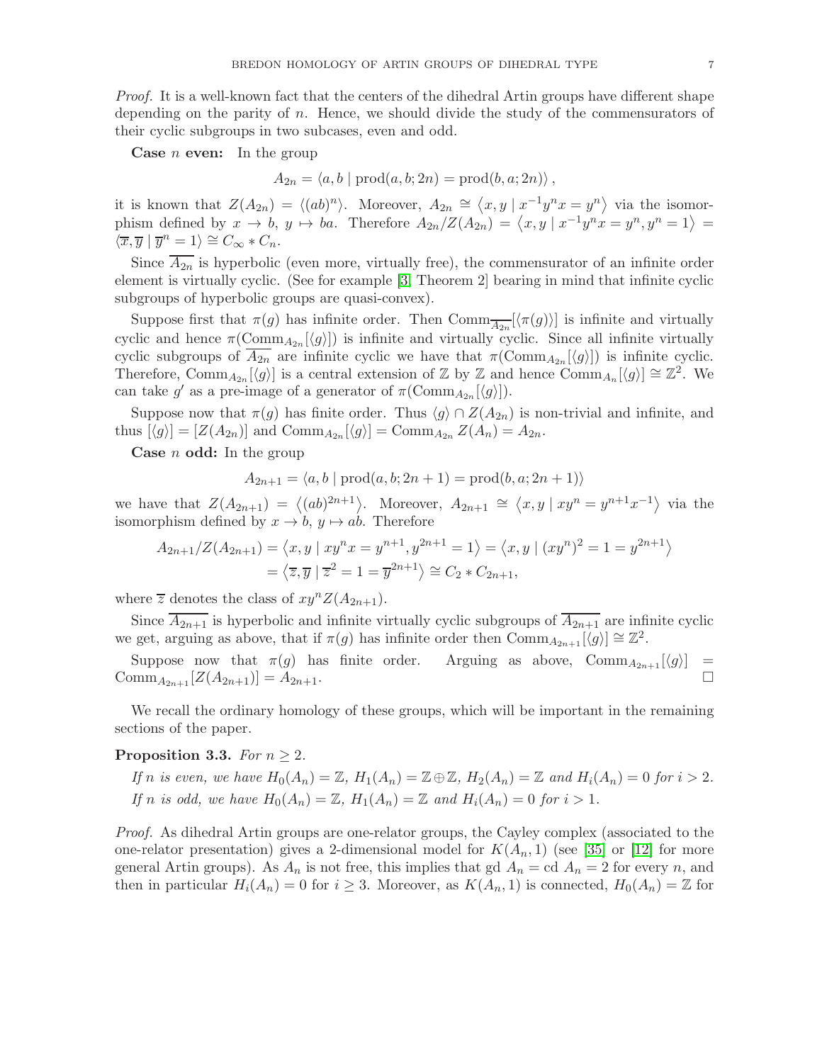*Proof.* It is a well-known fact that the centers of the dihedral Artin groups have different shape depending on the parity of $n$. Hence, we should divide the study of the commensurators of their cyclic subgroups in two subcases, even and odd.

**Case $n$ even:** In the group

$$A_{2n} = \langle a, b \mid \mathrm{prod}(a, b; 2n) = \mathrm{prod}(b, a; 2n) \rangle ,$$

it is known that $Z(A_{2n}) = \langle (ab)^n \rangle$. Moreover, $A_{2n} \cong \langle x, y \mid x^{-1}y^n x = y^n \rangle$ via the isomorphism defined by $x \to b$, $y \mapsto ba$. Therefore $A_{2n}/Z(A_{2n}) = \langle x, y \mid x^{-1}y^n x = y^n, y^n = 1 \rangle = \langle \overline{x}, \overline{y} \mid \overline{y}^n = 1 \rangle \cong C_\infty * C_n$.

Since $\overline{A_{2n}}$ is hyperbolic (even more, virtually free), the commensurator of an infinite order element is virtually cyclic. (See for example [3, Theorem 2] bearing in mind that infinite cyclic subgroups of hyperbolic groups are quasi-convex).

Suppose first that $\pi(g)$ has infinite order. Then $\mathrm{Comm}_{\overline{A_{2n}}}[\langle \pi(g) \rangle]$ is infinite and virtually cyclic and hence $\pi(\mathrm{Comm}_{A_{2n}}[\langle g \rangle])$ is infinite and virtually cyclic. Since all infinite virtually cyclic subgroups of $\overline{A_{2n}}$ are infinite cyclic we have that $\pi(\mathrm{Comm}_{A_{2n}}[\langle g \rangle])$ is infinite cyclic. Therefore, $\mathrm{Comm}_{A_{2n}}[\langle g \rangle]$ is a central extension of $\mathbb{Z}$ by $\mathbb{Z}$ and hence $\mathrm{Comm}_{A_n}[\langle g \rangle] \cong \mathbb{Z}^2$. We can take $g'$ as a pre-image of a generator of $\pi(\mathrm{Comm}_{A_{2n}}[\langle g \rangle])$.

Suppose now that $\pi(g)$ has finite order. Thus $\langle g \rangle \cap Z(A_{2n})$ is non-trivial and infinite, and thus $[\langle g \rangle] = [Z(A_{2n})]$ and $\mathrm{Comm}_{A_{2n}}[\langle g \rangle] = \mathrm{Comm}_{A_{2n}} Z(A_n) = A_{2n}$.

**Case $n$ odd:** In the group

$$A_{2n+1} = \langle a, b \mid \mathrm{prod}(a, b; 2n+1) = \mathrm{prod}(b, a; 2n+1) \rangle$$

we have that $Z(A_{2n+1}) = \langle (ab)^{2n+1} \rangle$. Moreover, $A_{2n+1} \cong \langle x, y \mid xy^n = y^{n+1}x^{-1} \rangle$ via the isomorphism defined by $x \to b$, $y \mapsto ab$. Therefore

$$\begin{aligned} A_{2n+1}/Z(A_{2n+1}) &= \langle x, y \mid xy^n x = y^{n+1}, y^{2n+1} = 1 \rangle = \langle x, y \mid (xy^n)^2 = 1 = y^{2n+1} \rangle \\ &= \langle \overline{z}, \overline{y} \mid \overline{z}^2 = 1 = \overline{y}^{2n+1} \rangle \cong C_2 * C_{2n+1}, \end{aligned}$$

where $\overline{z}$ denotes the class of $xy^n Z(A_{2n+1})$.

Since $\overline{A_{2n+1}}$ is hyperbolic and infinite virtually cyclic subgroups of $\overline{A_{2n+1}}$ are infinite cyclic we get, arguing as above, that if $\pi(g)$ has infinite order then $\mathrm{Comm}_{A_{2n+1}}[\langle g \rangle] \cong \mathbb{Z}^2$.

Suppose now that $\pi(g)$ has finite order. Arguing as above, $\mathrm{Comm}_{A_{2n+1}}[\langle g \rangle] = \mathrm{Comm}_{A_{2n+1}}[Z(A_{2n+1})] = A_{2n+1}$. $\square$

We recall the ordinary homology of these groups, which will be important in the remaining sections of the paper.

**Proposition 3.3.** *For $n \geq 2$.*

*If $n$ is even, we have $H_0(A_n) = \mathbb{Z}$, $H_1(A_n) = \mathbb{Z} \oplus \mathbb{Z}$, $H_2(A_n) = \mathbb{Z}$ and $H_i(A_n) = 0$ for $i > 2$.*

*If $n$ is odd, we have $H_0(A_n) = \mathbb{Z}$, $H_1(A_n) = \mathbb{Z}$ and $H_i(A_n) = 0$ for $i > 1$.*

*Proof.* As dihedral Artin groups are one-relator groups, the Cayley complex (associated to the one-relator presentation) gives a 2-dimensional model for $K(A_n, 1)$ (see [35] or [12] for more general Artin groups). As $A_n$ is not free, this implies that gd $A_n$ = cd $A_n = 2$ for every $n$, and then in particular $H_i(A_n) = 0$ for $i \geq 3$. Moreover, as $K(A_n, 1)$ is connected, $H_0(A_n) = \mathbb{Z}$ for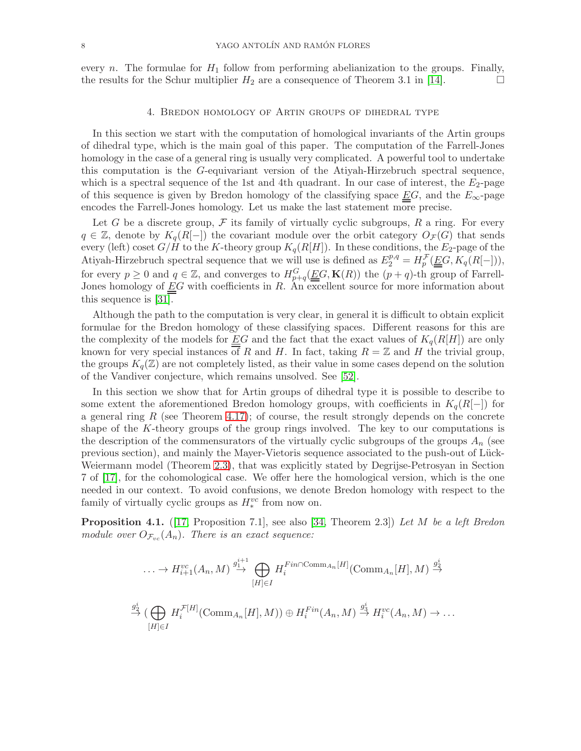every $n$. The formulae for $H_1$ follow from performing abelianization to the groups. Finally, the results for the Schur multiplier $H_2$ are a consequence of Theorem 3.1 in [14]. □

## 4. Bredon homology of Artin groups of dihedral type

In this section we start with the computation of homological invariants of the Artin groups of dihedral type, which is the main goal of this paper. The computation of the Farrell-Jones homology in the case of a general ring is usually very complicated. A powerful tool to undertake this computation is the $G$-equivariant version of the Atiyah-Hirzebruch spectral sequence, which is a spectral sequence of the 1st and 4th quadrant. In our case of interest, the $E_2$-page of this sequence is given by Bredon homology of the classifying space $\underline{\underline{E}}G$, and the $E_\infty$-page encodes the Farrell-Jones homology. Let us make the last statement more precise.

Let $G$ be a discrete group, $\mathcal{F}$ its family of virtually cyclic subgroups, $R$ a ring. For every $q \in \mathbb{Z}$, denote by $K_q(R[-])$ the covariant module over the orbit category $O_{\mathcal{F}}(G)$ that sends every (left) coset $G/H$ to the $K$-theory group $K_q(R[H])$. In these conditions, the $E_2$-page of the Atiyah-Hirzebruch spectral sequence that we will use is defined as $E_2^{p,q} = H_p^{\mathcal{F}}(\underline{\underline{E}}G, K_q(R[-]))$, for every $p \geq 0$ and $q \in \mathbb{Z}$, and converges to $H^G_{p+q}(\underline{\underline{E}}G, \mathbf{K}(R))$ the $(p+q)$-th group of Farrell-Jones homology of $\underline{\underline{E}}G$ with coefficients in $R$. An excellent source for more information about this sequence is [31].

Although the path to the computation is very clear, in general it is difficult to obtain explicit formulae for the Bredon homology of these classifying spaces. Different reasons for this are the complexity of the models for $\underline{\underline{E}}G$ and the fact that the exact values of $K_q(R[H])$ are only known for very special instances of $R$ and $H$. In fact, taking $R = \mathbb{Z}$ and $H$ the trivial group, the groups $K_q(\mathbb{Z})$ are not completely listed, as their value in some cases depend on the solution of the Vandiver conjecture, which remains unsolved. See [52].

In this section we show that for Artin groups of dihedral type it is possible to describe to some extent the aforementioned Bredon homology groups, with coefficients in $K_q(R[-])$ for a general ring $R$ (see Theorem 4.17); of course, the result strongly depends on the concrete shape of the $K$-theory groups of the group rings involved. The key to our computations is the description of the commensurators of the virtually cyclic subgroups of the groups $A_n$ (see previous section), and mainly the Mayer-Vietoris sequence associated to the push-out of Lück-Weiermann model (Theorem 2.3), that was explicitly stated by Degrijse-Petrosyan in Section 7 of [17], for the cohomological case. We offer here the homological version, which is the one needed in our context. To avoid confusions, we denote Bredon homology with respect to the family of virtually cyclic groups as $H_*^{vc}$ from now on.

**Proposition 4.1.** ([17, Proposition 7.1], see also [34, Theorem 2.3]) *Let $M$ be a left Bredon module over $O_{\mathcal{F}_{vc}}(A_n)$. There is an exact sequence:*

$$\ldots \to H^{vc}_{i+1}(A_n, M) \overset{g_1^{i+1}}{\to} \bigoplus_{[H]\in I} H_i^{Fin\cap \mathrm{Comm}_{A_n}[H]}(\mathrm{Comm}_{A_n}[H], M) \overset{g_2^i}{\to}$$

$$\overset{g_2^i}{\to} (\bigoplus_{[H]\in I} H_i^{\mathcal{F}[H]}(\mathrm{Comm}_{A_n}[H], M)) \oplus H_i^{Fin}(A_n, M) \overset{g_3^i}{\to} H_i^{vc}(A_n, M) \to \ldots$$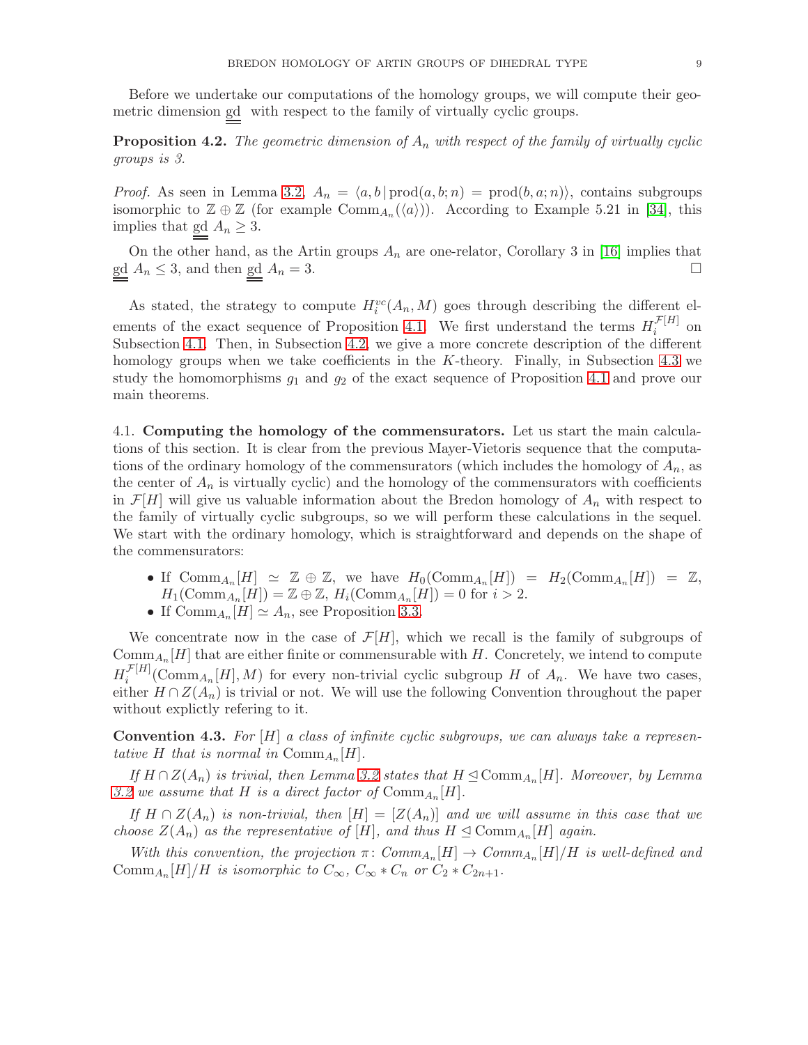Before we undertake our computations of the homology groups, we will compute their geometric dimension $\underline{\underline{\mathrm{gd}}}$ with respect to the family of virtually cyclic groups.

**Proposition 4.2.** *The geometric dimension of $A_n$ with respect of the family of virtually cyclic groups is 3.*

*Proof.* As seen in Lemma 3.2, $A_n = \langle a, b \,|\, \mathrm{prod}(a, b; n) = \mathrm{prod}(b, a; n)\rangle$, contains subgroups isomorphic to $\mathbb{Z} \oplus \mathbb{Z}$ (for example $\mathrm{Comm}_{A_n}(\langle a \rangle)$). According to Example 5.21 in [34], this implies that $\underline{\underline{\mathrm{gd}}}\ A_n \geq 3$.

On the other hand, as the Artin groups $A_n$ are one-relator, Corollary 3 in [16] implies that $\underline{\underline{\mathrm{gd}}}\ A_n \leq 3$, and then $\underline{\underline{\mathrm{gd}}}\ A_n = 3$. $\square$

As stated, the strategy to compute $H_i^{vc}(A_n, M)$ goes through describing the different elements of the exact sequence of Proposition 4.1. We first understand the terms $H_i^{\mathcal{F}[H]}$ on Subsection 4.1. Then, in Subsection 4.2, we give a more concrete description of the different homology groups when we take coefficients in the $K$-theory. Finally, in Subsection 4.3 we study the homomorphisms $g_1$ and $g_2$ of the exact sequence of Proposition 4.1 and prove our main theorems.

4.1. **Computing the homology of the commensurators.** Let us start the main calculations of this section. It is clear from the previous Mayer-Vietoris sequence that the computations of the ordinary homology of the commensurators (which includes the homology of $A_n$, as the center of $A_n$ is virtually cyclic) and the homology of the commensurators with coefficients in $\mathcal{F}[H]$ will give us valuable information about the Bredon homology of $A_n$ with respect to the family of virtually cyclic subgroups, so we will perform these calculations in the sequel. We start with the ordinary homology, which is straightforward and depends on the shape of the commensurators:

- If $\mathrm{Comm}_{A_n}[H] \simeq \mathbb{Z} \oplus \mathbb{Z}$, we have $H_0(\mathrm{Comm}_{A_n}[H]) = H_2(\mathrm{Comm}_{A_n}[H]) = \mathbb{Z}$, $H_1(\mathrm{Comm}_{A_n}[H]) = \mathbb{Z} \oplus \mathbb{Z}$, $H_i(\mathrm{Comm}_{A_n}[H]) = 0$ for $i > 2$.
- If $\mathrm{Comm}_{A_n}[H] \simeq A_n$, see Proposition 3.3.

We concentrate now in the case of $\mathcal{F}[H]$, which we recall is the family of subgroups of $\mathrm{Comm}_{A_n}[H]$ that are either finite or commensurable with $H$. Concretely, we intend to compute $H_i^{\mathcal{F}[H]}(\mathrm{Comm}_{A_n}[H], M)$ for every non-trivial cyclic subgroup $H$ of $A_n$. We have two cases, either $H \cap Z(A_n)$ is trivial or not. We will use the following Convention throughout the paper without explictly refering to it.

**Convention 4.3.** *For $[H]$ a class of infinite cyclic subgroups, we can always take a representative $H$ that is normal in $\mathrm{Comm}_{A_n}[H]$.*

*If $H \cap Z(A_n)$ is trivial, then Lemma 3.2 states that $H \trianglelefteq \mathrm{Comm}_{A_n}[H]$. Moreover, by Lemma 3.2 we assume that $H$ is a direct factor of $\mathrm{Comm}_{A_n}[H]$.*

*If $H \cap Z(A_n)$ is non-trivial, then $[H] = [Z(A_n)]$ and we will assume in this case that we choose $Z(A_n)$ as the representative of $[H]$, and thus $H \trianglelefteq \mathrm{Comm}_{A_n}[H]$ again.*

*With this convention, the projection $\pi\colon \mathrm{Comm}_{A_n}[H] \to \mathrm{Comm}_{A_n}[H]/H$ is well-defined and $\mathrm{Comm}_{A_n}[H]/H$ is isomorphic to $C_\infty$, $C_\infty * C_n$ or $C_2 * C_{2n+1}$.*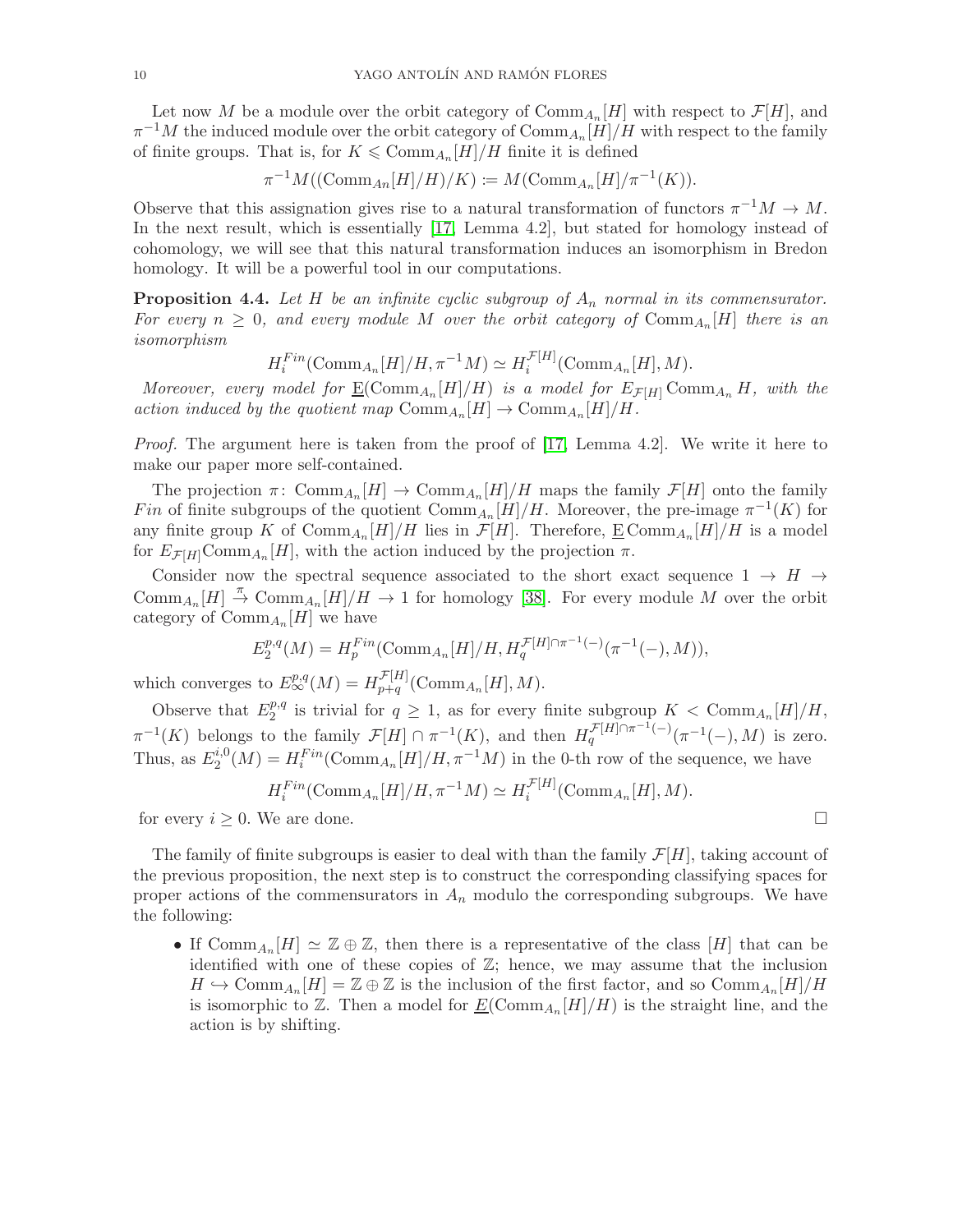Let now $M$ be a module over the orbit category of $\mathrm{Comm}_{A_n}[H]$ with respect to $\mathcal{F}[H]$, and $\pi^{-1}M$ the induced module over the orbit category of $\mathrm{Comm}_{A_n}[H]/H$ with respect to the family of finite groups. That is, for $K \leqslant \mathrm{Comm}_{A_n}[H]/H$ finite it is defined

$$\pi^{-1}M((\mathrm{Comm}_{An}[H]/H)/K) \coloneqq M(\mathrm{Comm}_{A_n}[H]/\pi^{-1}(K)).$$

Observe that this assignation gives rise to a natural transformation of functors $\pi^{-1}M \to M$. In the next result, which is essentially [17, Lemma 4.2], but stated for homology instead of cohomology, we will see that this natural transformation induces an isomorphism in Bredon homology. It will be a powerful tool in our computations.

**Proposition 4.4.** *Let $H$ be an infinite cyclic subgroup of $A_n$ normal in its commensurator. For every $n \geq 0$, and every module $M$ over the orbit category of $\mathrm{Comm}_{A_n}[H]$ there is an isomorphism*

$$H_i^{Fin}(\mathrm{Comm}_{A_n}[H]/H, \pi^{-1}M) \simeq H_i^{\mathcal{F}[H]}(\mathrm{Comm}_{A_n}[H], M).$$

*Moreover, every model for $\underline{\mathrm{E}}(\mathrm{Comm}_{A_n}[H]/H)$ is a model for $E_{\mathcal{F}[H]}\,\mathrm{Comm}_{A_n} H$, with the action induced by the quotient map $\mathrm{Comm}_{A_n}[H] \to \mathrm{Comm}_{A_n}[H]/H$.*

*Proof.* The argument here is taken from the proof of [17, Lemma 4.2]. We write it here to make our paper more self-contained.

The projection $\pi\colon \mathrm{Comm}_{A_n}[H] \to \mathrm{Comm}_{A_n}[H]/H$ maps the family $\mathcal{F}[H]$ onto the family $Fin$ of finite subgroups of the quotient $\mathrm{Comm}_{A_n}[H]/H$. Moreover, the pre-image $\pi^{-1}(K)$ for any finite group $K$ of $\mathrm{Comm}_{A_n}[H]/H$ lies in $\mathcal{F}[H]$. Therefore, $\underline{\mathrm{E}}\,\mathrm{Comm}_{A_n}[H]/H$ is a model for $E_{\mathcal{F}[H]}\mathrm{Comm}_{A_n}[H]$, with the action induced by the projection $\pi$.

Consider now the spectral sequence associated to the short exact sequence $1 \to H \to \mathrm{Comm}_{A_n}[H] \xrightarrow{\pi} \mathrm{Comm}_{A_n}[H]/H \to 1$ for homology [38]. For every module $M$ over the orbit category of $\mathrm{Comm}_{A_n}[H]$ we have

$$E_2^{p,q}(M) = H_p^{Fin}(\mathrm{Comm}_{A_n}[H]/H, H_q^{\mathcal{F}[H]\cap\pi^{-1}(-)}(\pi^{-1}(-), M)),$$

which converges to $E_\infty^{p,q}(M) = H_{p+q}^{\mathcal{F}[H]}(\mathrm{Comm}_{A_n}[H], M)$.

Observe that $E_2^{p,q}$ is trivial for $q \geq 1$, as for every finite subgroup $K < \mathrm{Comm}_{A_n}[H]/H$, $\pi^{-1}(K)$ belongs to the family $\mathcal{F}[H] \cap \pi^{-1}(K)$, and then $H_q^{\mathcal{F}[H]\cap\pi^{-1}(-)}(\pi^{-1}(-), M)$ is zero. Thus, as $E_2^{i,0}(M) = H_i^{Fin}(\mathrm{Comm}_{A_n}[H]/H, \pi^{-1}M)$ in the 0-th row of the sequence, we have

$$H_i^{Fin}(\mathrm{Comm}_{A_n}[H]/H, \pi^{-1}M) \simeq H_i^{\mathcal{F}[H]}(\mathrm{Comm}_{A_n}[H], M).$$

for every $i \geq 0$. We are done. $\square$

The family of finite subgroups is easier to deal with than the family $\mathcal{F}[H]$, taking account of the previous proposition, the next step is to construct the corresponding classifying spaces for proper actions of the commensurators in $A_n$ modulo the corresponding subgroups. We have the following:

- If $\mathrm{Comm}_{A_n}[H] \simeq \mathbb{Z} \oplus \mathbb{Z}$, then there is a representative of the class $[H]$ that can be identified with one of these copies of $\mathbb{Z}$; hence, we may assume that the inclusion $H \hookrightarrow \mathrm{Comm}_{A_n}[H] = \mathbb{Z} \oplus \mathbb{Z}$ is the inclusion of the first factor, and so $\mathrm{Comm}_{A_n}[H]/H$ is isomorphic to $\mathbb{Z}$. Then a model for $\underline{E}(\mathrm{Comm}_{A_n}[H]/H)$ is the straight line, and the action is by shifting.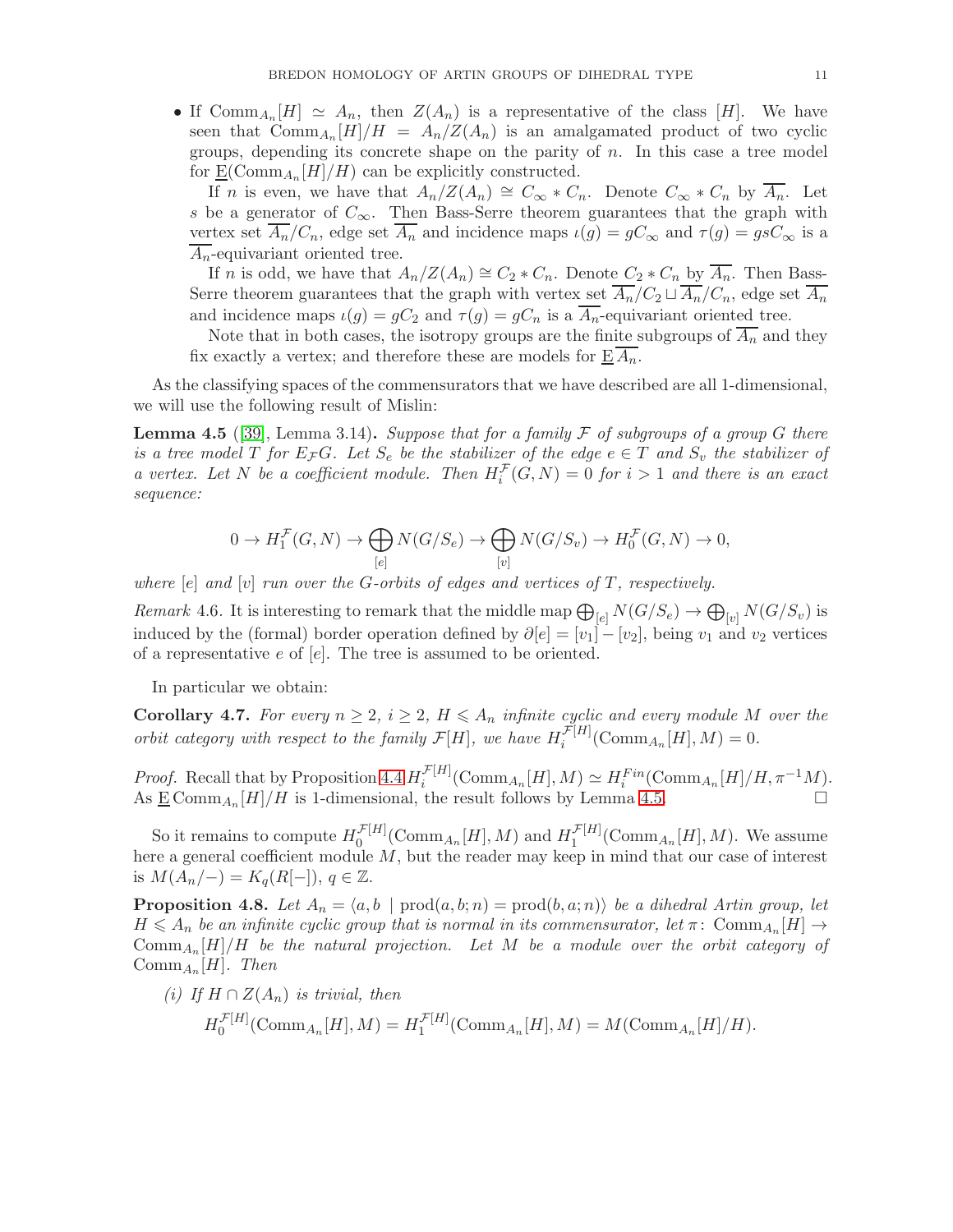- If $\mathrm{Comm}_{A_n}[H] \simeq A_n$, then $Z(A_n)$ is a representative of the class $[H]$. We have seen that $\mathrm{Comm}_{A_n}[H]/H = A_n/Z(A_n)$ is an amalgamated product of two cyclic groups, depending its concrete shape on the parity of $n$. In this case a tree model for $\underline{\mathrm{E}}(\mathrm{Comm}_{A_n}[H]/H)$ can be explicitly constructed.

  If $n$ is even, we have that $A_n/Z(A_n) \cong C_\infty * C_n$. Denote $C_\infty * C_n$ by $\overline{A_n}$. Let $s$ be a generator of $C_\infty$. Then Bass-Serre theorem guarantees that the graph with vertex set $\overline{A_n}/C_n$, edge set $\overline{A_n}$ and incidence maps $\iota(g) = gC_\infty$ and $\tau(g) = gsC_\infty$ is a $\overline{A_n}$-equivariant oriented tree.

  If $n$ is odd, we have that $A_n/Z(A_n) \cong C_2 * C_n$. Denote $C_2 * C_n$ by $\overline{A_n}$. Then Bass-Serre theorem guarantees that the graph with vertex set $\overline{A_n}/C_2 \sqcup \overline{A_n}/C_n$, edge set $\overline{A_n}$ and incidence maps $\iota(g) = gC_2$ and $\tau(g) = gC_n$ is a $\overline{A_n}$-equivariant oriented tree.

  Note that in both cases, the isotropy groups are the finite subgroups of $\overline{A_n}$ and they fix exactly a vertex; and therefore these are models for $\underline{\mathrm{E}}\,\overline{A_n}$.

As the classifying spaces of the commensurators that we have described are all 1-dimensional, we will use the following result of Mislin:

**Lemma 4.5** ([39], Lemma 3.14)**.** *Suppose that for a family $\mathcal{F}$ of subgroups of a group $G$ there is a tree model $T$ for $E_{\mathcal{F}}G$. Let $S_e$ be the stabilizer of the edge $e \in T$ and $S_v$ the stabilizer of a vertex. Let $N$ be a coefficient module. Then $H_i^{\mathcal{F}}(G, N) = 0$ for $i > 1$ and there is an exact sequence:*

$$0 \to H_1^{\mathcal{F}}(G, N) \to \bigoplus_{[e]} N(G/S_e) \to \bigoplus_{[v]} N(G/S_v) \to H_0^{\mathcal{F}}(G, N) \to 0,$$

*where $[e]$ and $[v]$ run over the $G$-orbits of edges and vertices of $T$, respectively.*

*Remark* 4.6. It is interesting to remark that the middle map $\bigoplus_{[e]} N(G/S_e) \to \bigoplus_{[v]} N(G/S_v)$ is induced by the (formal) border operation defined by $\partial[e] = [v_1] - [v_2]$, being $v_1$ and $v_2$ vertices of a representative $e$ of $[e]$. The tree is assumed to be oriented.

In particular we obtain:

**Corollary 4.7.** *For every $n \geq 2$, $i \geq 2$, $H \leqslant A_n$ infinite cyclic and every module $M$ over the orbit category with respect to the family $\mathcal{F}[H]$, we have $H_i^{\mathcal{F}[H]}(\mathrm{Comm}_{A_n}[H], M) = 0$.*

*Proof.* Recall that by Proposition 4.4 $H_i^{\mathcal{F}[H]}(\mathrm{Comm}_{A_n}[H], M) \simeq H_i^{Fin}(\mathrm{Comm}_{A_n}[H]/H, \pi^{-1}M)$. As $\underline{\mathrm{E}}\,\mathrm{Comm}_{A_n}[H]/H$ is 1-dimensional, the result follows by Lemma 4.5. $\square$

So it remains to compute $H_0^{\mathcal{F}[H]}(\mathrm{Comm}_{A_n}[H], M)$ and $H_1^{\mathcal{F}[H]}(\mathrm{Comm}_{A_n}[H], M)$. We assume here a general coefficient module $M$, but the reader may keep in mind that our case of interest is $M(A_n/-) = K_q(R[-])$, $q \in \mathbb{Z}$.

**Proposition 4.8.** *Let $A_n = \langle a, b \mid \mathrm{prod}(a, b; n) = \mathrm{prod}(b, a; n)\rangle$ be a dihedral Artin group, let $H \leqslant A_n$ be an infinite cyclic group that is normal in its commensurator, let $\pi\colon \mathrm{Comm}_{A_n}[H] \to \mathrm{Comm}_{A_n}[H]/H$ be the natural projection. Let $M$ be a module over the orbit category of $\mathrm{Comm}_{A_n}[H]$. Then*

*(i) If $H \cap Z(A_n)$ is trivial, then*

$$H_0^{\mathcal{F}[H]}(\mathrm{Comm}_{A_n}[H], M) = H_1^{\mathcal{F}[H]}(\mathrm{Comm}_{A_n}[H], M) = M(\mathrm{Comm}_{A_n}[H]/H).$$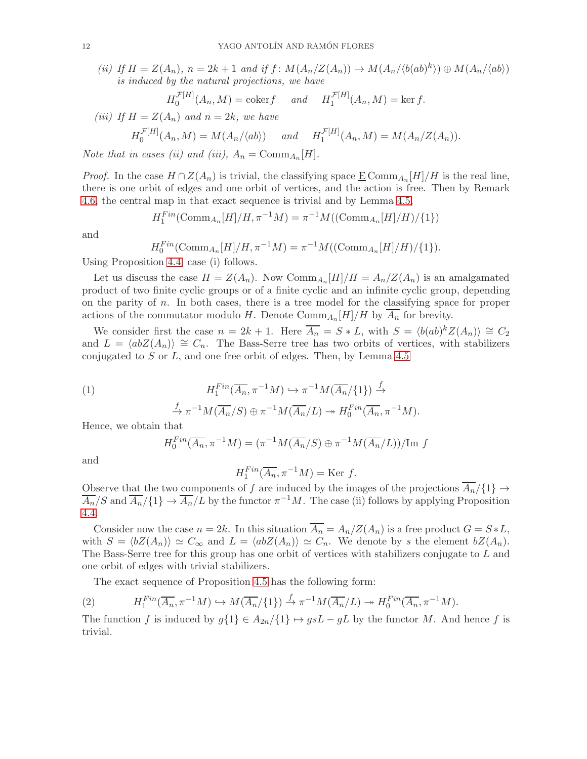*(ii)* If $H = Z(A_n)$, $n = 2k+1$ and if $f\colon M(A_n/Z(A_n)) \to M(A_n/\langle b(ab)^k\rangle) \oplus M(A_n/\langle ab\rangle)$ is induced by the natural projections, we have

$$H_0^{\mathcal{F}[H]}(A_n, M) = \operatorname{coker} f \quad \text{ and } \quad H_1^{\mathcal{F}[H]}(A_n, M) = \ker f.$$

*(iii)* If $H = Z(A_n)$ and $n = 2k$, we have

$$H_0^{\mathcal{F}[H]}(A_n, M) = M(A_n/\langle ab\rangle) \quad \text{ and } \quad H_1^{\mathcal{F}[H]}(A_n, M) = M(A_n/Z(A_n)).$$

*Note that in cases (ii) and (iii), $A_n = \operatorname{Comm}_{A_n}[H]$.*

*Proof.* In the case $H \cap Z(A_n)$ is trivial, the classifying space $\underline{\mathrm{E}}\operatorname{Comm}_{A_n}[H]/H$ is the real line, there is one orbit of edges and one orbit of vertices, and the action is free. Then by Remark 4.6, the central map in that exact sequence is trivial and by Lemma 4.5,

$$H_1^{Fin}(\operatorname{Comm}_{A_n}[H]/H, \pi^{-1}M) = \pi^{-1}M((\operatorname{Comm}_{A_n}[H]/H)/\{1\})$$

and

$$H_0^{Fin}(\operatorname{Comm}_{A_n}[H]/H, \pi^{-1}M) = \pi^{-1}M((\operatorname{Comm}_{A_n}[H]/H)/\{1\}).$$

Using Proposition 4.4, case (i) follows.

Let us discuss the case $H = Z(A_n)$. Now $\operatorname{Comm}_{A_n}[H]/H = A_n/Z(A_n)$ is an amalgamated product of two finite cyclic groups or of a finite cyclic and an infinite cyclic group, depending on the parity of $n$. In both cases, there is a tree model for the classifying space for proper actions of the commutator modulo $H$. Denote $\operatorname{Comm}_{A_n}[H]/H$ by $\overline{A_n}$ for brevity.

We consider first the case $n = 2k+1$. Here $\overline{A_n} = S * L$, with $S = \langle b(ab)^k Z(A_n)\rangle \cong C_2$ and $L = \langle abZ(A_n)\rangle \cong C_n$. The Bass-Serre tree has two orbits of vertices, with stabilizers conjugated to $S$ or $L$, and one free orbit of edges. Then, by Lemma 4.5

$$(1) \qquad H_1^{Fin}(\overline{A_n}, \pi^{-1}M) \hookrightarrow \pi^{-1}M(\overline{A_n}/\{1\}) \xrightarrow{f}$$
$$\xrightarrow{f} \pi^{-1}M(\overline{A_n}/S) \oplus \pi^{-1}M(\overline{A_n}/L) \twoheadrightarrow H_0^{Fin}(\overline{A_n}, \pi^{-1}M).$$

Hence, we obtain that

$$H_0^{Fin}(\overline{A_n}, \pi^{-1}M) = (\pi^{-1}M(\overline{A_n}/S) \oplus \pi^{-1}M(\overline{A_n}/L))/\mathrm{Im}\ f$$

and

$$H_1^{Fin}(\overline{A_n}, \pi^{-1}M) = \mathrm{Ker}\ f.$$

Observe that the two components of $f$ are induced by the images of the projections $\overline{A_n}/\{1\} \to \overline{A_n}/S$ and $\overline{A_n}/\{1\} \to \overline{A_n}/L$ by the functor $\pi^{-1}M$. The case (ii) follows by applying Proposition 4.4.

Consider now the case $n = 2k$. In this situation $\overline{A_n} = A_n/Z(A_n)$ is a free product $G = S*L$, with $S = \langle bZ(A_n)\rangle \simeq C_\infty$ and $L = \langle abZ(A_n)\rangle \simeq C_n$. We denote by $s$ the element $bZ(A_n)$. The Bass-Serre tree for this group has one orbit of vertices with stabilizers conjugate to $L$ and one orbit of edges with trivial stabilizers.

The exact sequence of Proposition 4.5 has the following form:

$$(2) \qquad H_1^{Fin}(\overline{A_n}, \pi^{-1}M) \hookrightarrow M(\overline{A_n}/\{1\}) \xrightarrow{f} \pi^{-1}M(\overline{A_n}/L) \twoheadrightarrow H_0^{Fin}(\overline{A_n}, \pi^{-1}M).$$

The function $f$ is induced by $g\{1\} \in A_{2n}/\{1\} \mapsto gsL - gL$ by the functor $M$. And hence $f$ is trivial.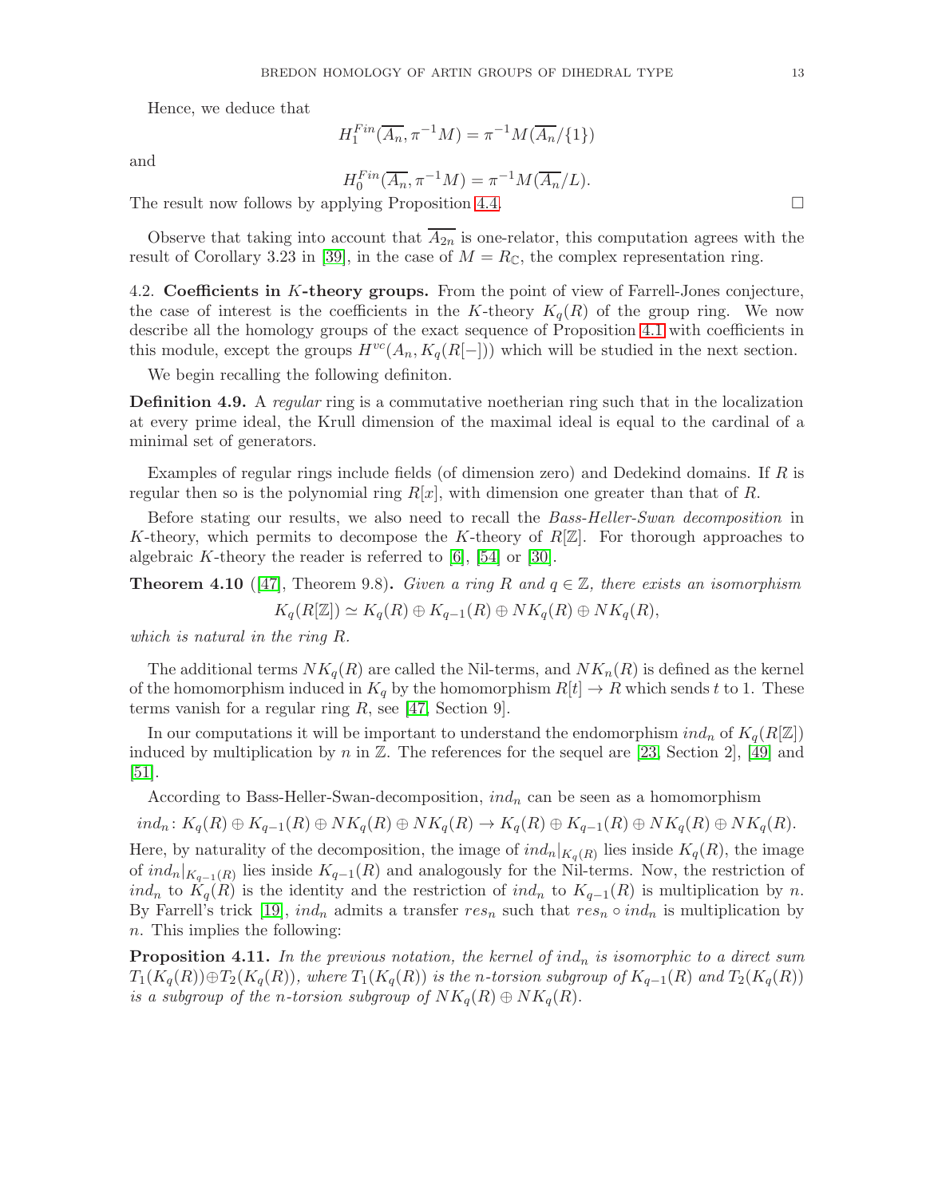Hence, we deduce that

$$H_1^{Fin}(\overline{A_n}, \pi^{-1}M) = \pi^{-1}M(\overline{A_n}/\{1\})$$

and

$$H_0^{Fin}(\overline{A_n}, \pi^{-1}M) = \pi^{-1}M(\overline{A_n}/L).$$

The result now follows by applying Proposition 4.4. □

Observe that taking into account that $\overline{A_{2n}}$ is one-relator, this computation agrees with the result of Corollary 3.23 in [39], in the case of $M = R_{\mathbb{C}}$, the complex representation ring.

4.2. **Coefficients in $K$-theory groups.** From the point of view of Farrell-Jones conjecture, the case of interest is the coefficients in the $K$-theory $K_q(R)$ of the group ring. We now describe all the homology groups of the exact sequence of Proposition 4.1 with coefficients in this module, except the groups $H^{vc}(A_n, K_q(R[-]))$ which will be studied in the next section.

We begin recalling the following definiton.

**Definition 4.9.** A *regular* ring is a commutative noetherian ring such that in the localization at every prime ideal, the Krull dimension of the maximal ideal is equal to the cardinal of a minimal set of generators.

Examples of regular rings include fields (of dimension zero) and Dedekind domains. If $R$ is regular then so is the polynomial ring $R[x]$, with dimension one greater than that of $R$.

Before stating our results, we also need to recall the *Bass-Heller-Swan decomposition* in $K$-theory, which permits to decompose the $K$-theory of $R[\mathbb{Z}]$. For thorough approaches to algebraic $K$-theory the reader is referred to [6], [54] or [30].

**Theorem 4.10** ([47], Theorem 9.8)**.** *Given a ring $R$ and $q \in \mathbb{Z}$, there exists an isomorphism*

$$K_q(R[\mathbb{Z}]) \simeq K_q(R) \oplus K_{q-1}(R) \oplus NK_q(R) \oplus NK_q(R),$$

*which is natural in the ring $R$.*

The additional terms $NK_q(R)$ are called the Nil-terms, and $NK_n(R)$ is defined as the kernel of the homomorphism induced in $K_q$ by the homomorphism $R[t] \to R$ which sends $t$ to 1. These terms vanish for a regular ring $R$, see [47, Section 9].

In our computations it will be important to understand the endomorphism $ind_n$ of $K_q(R[\mathbb{Z}])$ induced by multiplication by $n$ in $\mathbb{Z}$. The references for the sequel are [23, Section 2], [49] and [51].

According to Bass-Heller-Swan-decomposition, $ind_n$ can be seen as a homomorphism

$$ind_n \colon K_q(R) \oplus K_{q-1}(R) \oplus NK_q(R) \oplus NK_q(R) \to K_q(R) \oplus K_{q-1}(R) \oplus NK_q(R) \oplus NK_q(R).$$

Here, by naturality of the decomposition, the image of $ind_n|_{K_q(R)}$ lies inside $K_q(R)$, the image of $ind_n|_{K_{q-1}(R)}$ lies inside $K_{q-1}(R)$ and analogously for the Nil-terms. Now, the restriction of $ind_n$ to $K_q(R)$ is the identity and the restriction of $ind_n$ to $K_{q-1}(R)$ is multiplication by $n$. By Farrell's trick [19], $ind_n$ admits a transfer $res_n$ such that $res_n \circ ind_n$ is multiplication by $n$. This implies the following:

**Proposition 4.11.** *In the previous notation, the kernel of $ind_n$ is isomorphic to a direct sum $T_1(K_q(R)) \oplus T_2(K_q(R))$, where $T_1(K_q(R))$ is the $n$-torsion subgroup of $K_{q-1}(R)$ and $T_2(K_q(R))$ is a subgroup of the $n$-torsion subgroup of $NK_q(R) \oplus NK_q(R)$.*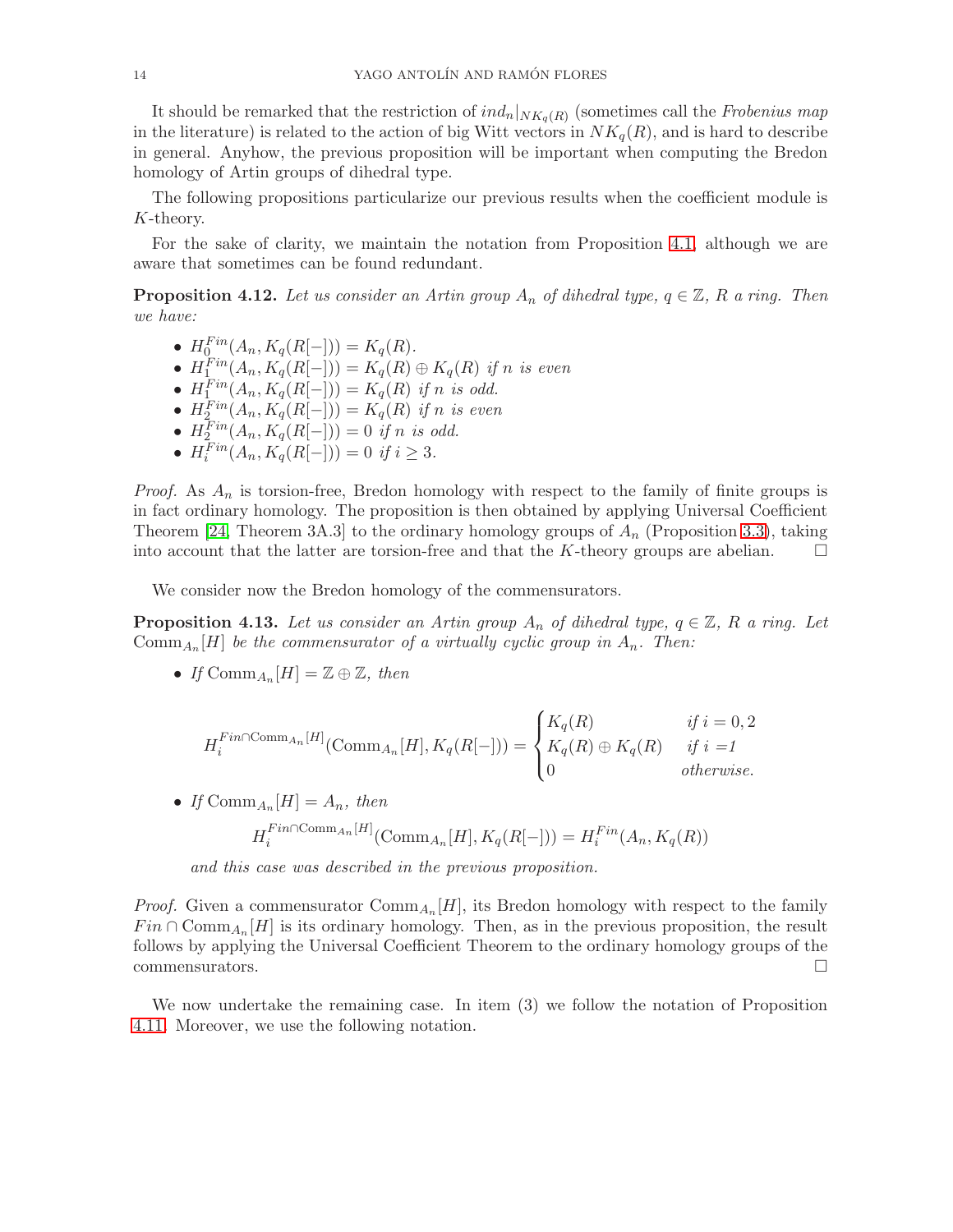It should be remarked that the restriction of $ind_n|_{NK_q(R)}$ (sometimes call the *Frobenius map* in the literature) is related to the action of big Witt vectors in $NK_q(R)$, and is hard to describe in general. Anyhow, the previous proposition will be important when computing the Bredon homology of Artin groups of dihedral type.

The following propositions particularize our previous results when the coefficient module is $K$-theory.

For the sake of clarity, we maintain the notation from Proposition 4.1, although we are aware that sometimes can be found redundant.

**Proposition 4.12.** *Let us consider an Artin group $A_n$ of dihedral type, $q \in \mathbb{Z}$, $R$ a ring. Then we have:*

- $H_0^{Fin}(A_n, K_q(R[-])) = K_q(R)$.
- $H_1^{Fin}(A_n, K_q(R[-])) = K_q(R) \oplus K_q(R)$ *if $n$ is even*
- $H_1^{Fin}(A_n, K_q(R[-])) = K_q(R)$ *if $n$ is odd.*
- $H_2^{Fin}(A_n, K_q(R[-])) = K_q(R)$ *if $n$ is even*
- $H_2^{Fin}(A_n, K_q(R[-])) = 0$ *if $n$ is odd.*
- $H_i^{Fin}(A_n, K_q(R[-])) = 0$ *if $i \geq 3$.*

*Proof.* As $A_n$ is torsion-free, Bredon homology with respect to the family of finite groups is in fact ordinary homology. The proposition is then obtained by applying Universal Coefficient Theorem [24, Theorem 3A.3] to the ordinary homology groups of $A_n$ (Proposition 3.3), taking into account that the latter are torsion-free and that the $K$-theory groups are abelian. □

We consider now the Bredon homology of the commensurators.

**Proposition 4.13.** *Let us consider an Artin group $A_n$ of dihedral type, $q \in \mathbb{Z}$, $R$ a ring. Let $\mathrm{Comm}_{A_n}[H]$ be the commensurator of a virtually cyclic group in $A_n$. Then:*

- *If $\mathrm{Comm}_{A_n}[H] = \mathbb{Z} \oplus \mathbb{Z}$, then*

$$H_i^{Fin \cap \mathrm{Comm}_{A_n}[H]}(\mathrm{Comm}_{A_n}[H], K_q(R[-])) = \begin{cases} K_q(R) & \text{if } i = 0, 2 \\ K_q(R) \oplus K_q(R) & \text{if } i = 1 \\ 0 & \text{otherwise.} \end{cases}$$

- *If $\mathrm{Comm}_{A_n}[H] = A_n$, then*

$$H_i^{Fin \cap \mathrm{Comm}_{A_n}[H]}(\mathrm{Comm}_{A_n}[H], K_q(R[-])) = H_i^{Fin}(A_n, K_q(R))$$

  *and this case was described in the previous proposition.*

*Proof.* Given a commensurator $\mathrm{Comm}_{A_n}[H]$, its Bredon homology with respect to the family $Fin \cap \mathrm{Comm}_{A_n}[H]$ is its ordinary homology. Then, as in the previous proposition, the result follows by applying the Universal Coefficient Theorem to the ordinary homology groups of the commensurators. □

We now undertake the remaining case. In item (3) we follow the notation of Proposition 4.11. Moreover, we use the following notation.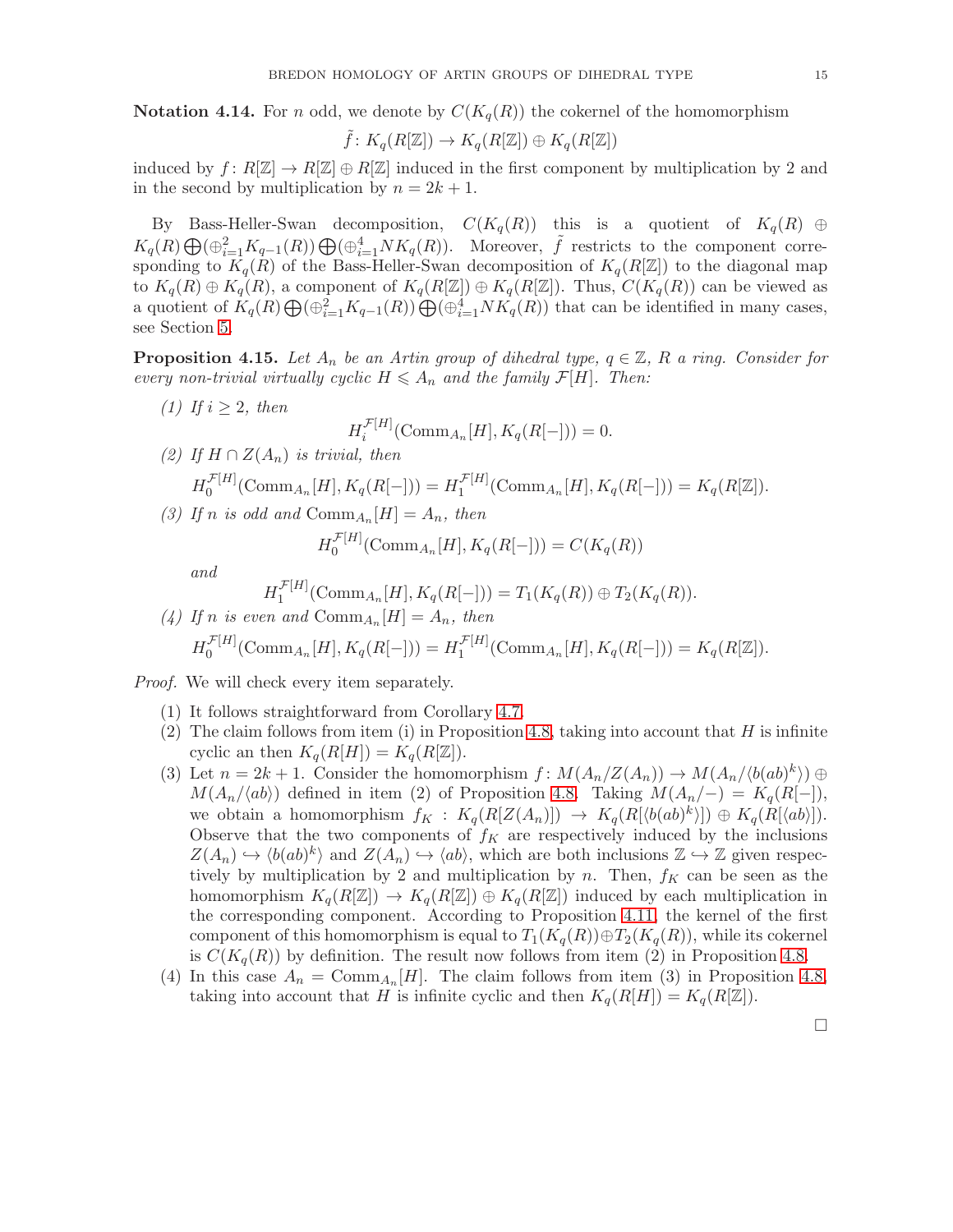**Notation 4.14.** For $n$ odd, we denote by $C(K_q(R))$ the cokernel of the homomorphism

$$\tilde{f}\colon K_q(R[\mathbb{Z}]) \to K_q(R[\mathbb{Z}]) \oplus K_q(R[\mathbb{Z}])$$

induced by $f\colon R[\mathbb{Z}] \to R[\mathbb{Z}] \oplus R[\mathbb{Z}]$ induced in the first component by multiplication by 2 and in the second by multiplication by $n = 2k+1$.

By Bass-Heller-Swan decomposition, $C(K_q(R))$ this is a quotient of $K_q(R) \oplus K_q(R) \bigoplus (\oplus_{i=1}^{2} K_{q-1}(R)) \bigoplus (\oplus_{i=1}^{4} NK_q(R))$. Moreover, $\tilde{f}$ restricts to the component corresponding to $K_q(R)$ of the Bass-Heller-Swan decomposition of $K_q(R[\mathbb{Z}])$ to the diagonal map to $K_q(R) \oplus K_q(R)$, a component of $K_q(R[\mathbb{Z}]) \oplus K_q(R[\mathbb{Z}])$. Thus, $C(K_q(R))$ can be viewed as a quotient of $K_q(R) \bigoplus (\oplus_{i=1}^{2} K_{q-1}(R)) \bigoplus (\oplus_{i=1}^{4} NK_q(R))$ that can be identified in many cases, see Section 5.

**Proposition 4.15.** *Let $A_n$ be an Artin group of dihedral type, $q \in \mathbb{Z}$, $R$ a ring. Consider for every non-trivial virtually cyclic $H \leqslant A_n$ and the family $\mathcal{F}[H]$. Then:*

1. *If $i \geq 2$, then*
$$H_i^{\mathcal{F}[H]}(\mathrm{Comm}_{A_n}[H], K_q(R[-])) = 0.$$
2. *If $H \cap Z(A_n)$ is trivial, then*
$$H_0^{\mathcal{F}[H]}(\mathrm{Comm}_{A_n}[H], K_q(R[-])) = H_1^{\mathcal{F}[H]}(\mathrm{Comm}_{A_n}[H], K_q(R[-])) = K_q(R[\mathbb{Z}]).$$
3. *If $n$ is odd and $\mathrm{Comm}_{A_n}[H] = A_n$, then*
$$H_0^{\mathcal{F}[H]}(\mathrm{Comm}_{A_n}[H], K_q(R[-])) = C(K_q(R))$$
*and*
$$H_1^{\mathcal{F}[H]}(\mathrm{Comm}_{A_n}[H], K_q(R[-])) = T_1(K_q(R)) \oplus T_2(K_q(R)).$$
4. *If $n$ is even and $\mathrm{Comm}_{A_n}[H] = A_n$, then*
$$H_0^{\mathcal{F}[H]}(\mathrm{Comm}_{A_n}[H], K_q(R[-])) = H_1^{\mathcal{F}[H]}(\mathrm{Comm}_{A_n}[H], K_q(R[-])) = K_q(R[\mathbb{Z}]).$$

*Proof.* We will check every item separately.

1. It follows straightforward from Corollary 4.7.
2. The claim follows from item (i) in Proposition 4.8, taking into account that $H$ is infinite cyclic an then $K_q(R[H]) = K_q(R[\mathbb{Z}])$.
3. Let $n = 2k+1$. Consider the homomorphism $f\colon M(A_n/Z(A_n)) \to M(A_n/\langle b(ab)^k\rangle) \oplus M(A_n/\langle ab\rangle)$ defined in item (2) of Proposition 4.8. Taking $M(A_n/-) = K_q(R[-])$, we obtain a homomorphism $f_K : K_q(R[Z(A_n)]) \to K_q(R[\langle b(ab)^k\rangle]) \oplus K_q(R[\langle ab\rangle])$. Observe that the two components of $f_K$ are respectively induced by the inclusions $Z(A_n) \hookrightarrow \langle b(ab)^k\rangle$ and $Z(A_n) \hookrightarrow \langle ab\rangle$, which are both inclusions $\mathbb{Z} \hookrightarrow \mathbb{Z}$ given respectively by multiplication by 2 and multiplication by $n$. Then, $f_K$ can be seen as the homomorphism $K_q(R[\mathbb{Z}]) \to K_q(R[\mathbb{Z}]) \oplus K_q(R[\mathbb{Z}])$ induced by each multiplication in the corresponding component. According to Proposition 4.11, the kernel of the first component of this homomorphism is equal to $T_1(K_q(R)) \oplus T_2(K_q(R))$, while its cokernel is $C(K_q(R))$ by definition. The result now follows from item (2) in Proposition 4.8.
4. In this case $A_n = \mathrm{Comm}_{A_n}[H]$. The claim follows from item (3) in Proposition 4.8, taking into account that $H$ is infinite cyclic and then $K_q(R[H]) = K_q(R[\mathbb{Z}])$.

$\square$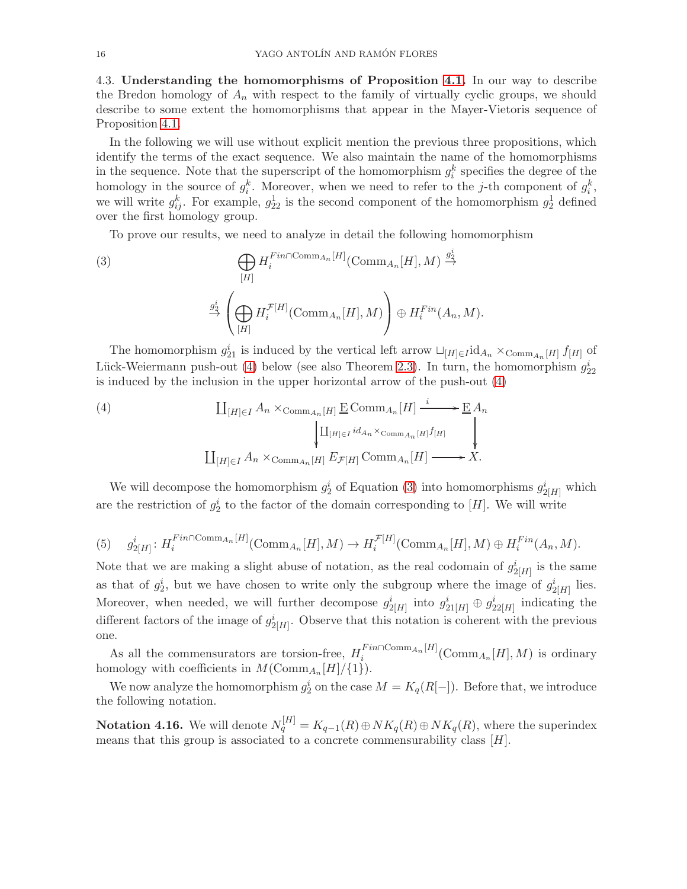4.3. **Understanding the homomorphisms of Proposition 4.1.** In our way to describe the Bredon homology of $A_n$ with respect to the family of virtually cyclic groups, we should describe to some extent the homomorphisms that appear in the Mayer-Vietoris sequence of Proposition 4.1.

In the following we will use without explicit mention the previous three propositions, which identify the terms of the exact sequence. We also maintain the name of the homomorphisms in the sequence. Note that the superscript of the homomorphism $g_i^k$ specifies the degree of the homology in the source of $g_i^k$. Moreover, when we need to refer to the $j$-th component of $g_i^k$, we will write $g_{ij}^k$. For example, $g_{22}^1$ is the second component of the homomorphism $g_2^1$ defined over the first homology group.

To prove our results, we need to analyze in detail the following homomorphism

$$\bigoplus_{[H]} H_i^{Fin\cap \mathrm{Comm}_{A_n}[H]}(\mathrm{Comm}_{A_n}[H], M) \xrightarrow{g_2^i} \left(\bigoplus_{[H]} H_i^{\mathcal{F}[H]}(\mathrm{Comm}_{A_n}[H], M)\right) \oplus H_i^{Fin}(A_n, M). \tag{3}$$

The homomorphism $g_{21}^i$ is induced by the vertical left arrow $\sqcup_{[H]\in I}\mathrm{id}_{A_n}\times_{\mathrm{Comm}_{A_n}[H]} f_{[H]}$ of Lück-Weiermann push-out (4) below (see also Theorem 2.3). In turn, the homomorphism $g_{22}^i$ is induced by the inclusion in the upper horizontal arrow of the push-out (4)

$$\begin{array}{ccc} \coprod_{[H]\in I} A_n \times_{\mathrm{Comm}_{A_n}[H]} \underline{\mathrm{E}}\,\mathrm{Comm}_{A_n}[H] & \xrightarrow{\ i\ } & \underline{\mathrm{E}}\,A_n \\ \Big\downarrow {\scriptstyle \amalg_{[H]\in I} id_{A_n}\times_{\mathrm{Comm}_{A_n}[H]} f_{[H]}} & & \Big\downarrow \\ \coprod_{[H]\in I} A_n \times_{\mathrm{Comm}_{A_n}[H]} E_{\mathcal{F}[H]}\,\mathrm{Comm}_{A_n}[H] & \longrightarrow & X. \end{array} \tag{4}$$

We will decompose the homomorphism $g_2^i$ of Equation (3) into homomorphisms $g_{2[H]}^i$ which are the restriction of $g_2^i$ to the factor of the domain corresponding to $[H]$. We will write

$$g_{2[H]}^i\colon H_i^{Fin\cap\mathrm{Comm}_{A_n}[H]}(\mathrm{Comm}_{A_n}[H], M) \to H_i^{\mathcal{F}[H]}(\mathrm{Comm}_{A_n}[H], M) \oplus H_i^{Fin}(A_n, M). \tag{5}$$

Note that we are making a slight abuse of notation, as the real codomain of $g_{2[H]}^i$ is the same as that of $g_2^i$, but we have chosen to write only the subgroup where the image of $g_{2[H]}^i$ lies. Moreover, when needed, we will further decompose $g_{2[H]}^i$ into $g_{21[H]}^i \oplus g_{22[H]}^i$ indicating the different factors of the image of $g_{2[H]}^i$. Observe that this notation is coherent with the previous one.

As all the commensurators are torsion-free, $H_i^{Fin\cap\mathrm{Comm}_{A_n}[H]}(\mathrm{Comm}_{A_n}[H], M)$ is ordinary homology with coefficients in $M(\mathrm{Comm}_{A_n}[H]/\{1\})$.

We now analyze the homomorphism $g_2^i$ on the case $M = K_q(R[-])$. Before that, we introduce the following notation.

**Notation 4.16.** We will denote $N_q^{[H]} = K_{q-1}(R) \oplus NK_q(R) \oplus NK_q(R)$, where the superindex means that this group is associated to a concrete commensurability class $[H]$.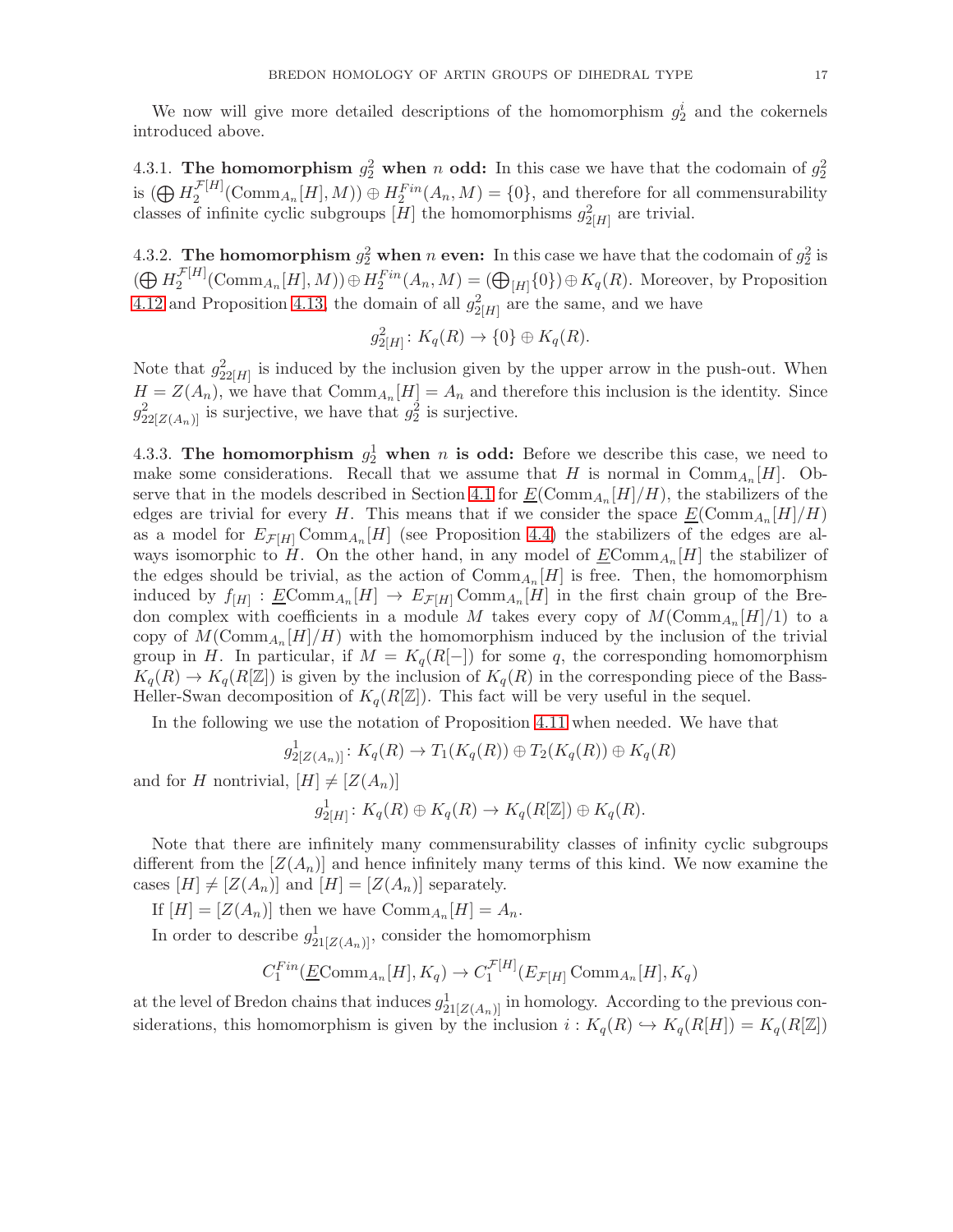We now will give more detailed descriptions of the homomorphism $g_2^i$ and the cokernels introduced above.

**4.3.1. The homomorphism $g_2^2$ when $n$ odd:** In this case we have that the codomain of $g_2^2$ is $(\bigoplus H_2^{\mathcal{F}[H]}(\mathrm{Comm}_{A_n}[H], M)) \oplus H_2^{Fin}(A_n, M) = \{0\}$, and therefore for all commensurability classes of infinite cyclic subgroups $[H]$ the homomorphisms $g_{2[H]}^2$ are trivial.

**4.3.2. The homomorphism $g_2^2$ when $n$ even:** In this case we have that the codomain of $g_2^2$ is $(\bigoplus H_2^{\mathcal{F}[H]}(\mathrm{Comm}_{A_n}[H], M)) \oplus H_2^{Fin}(A_n, M) = (\bigoplus_{[H]}\{0\}) \oplus K_q(R)$. Moreover, by Proposition 4.12 and Proposition 4.13, the domain of all $g_{2[H]}^2$ are the same, and we have

$$g_{2[H]}^2 \colon K_q(R) \to \{0\} \oplus K_q(R).$$

Note that $g_{22[H]}^2$ is induced by the inclusion given by the upper arrow in the push-out. When $H = Z(A_n)$, we have that $\mathrm{Comm}_{A_n}[H] = A_n$ and therefore this inclusion is the identity. Since $g_{22[Z(A_n)]}^2$ is surjective, we have that $g_2^2$ is surjective.

**4.3.3. The homomorphism $g_2^1$ when $n$ is odd:** Before we describe this case, we need to make some considerations. Recall that we assume that $H$ is normal in $\mathrm{Comm}_{A_n}[H]$. Observe that in the models described in Section 4.1 for $\underline{E}(\mathrm{Comm}_{A_n}[H]/H)$, the stabilizers of the edges are trivial for every $H$. This means that if we consider the space $\underline{E}(\mathrm{Comm}_{A_n}[H]/H)$ as a model for $E_{\mathcal{F}[H]}\mathrm{Comm}_{A_n}[H]$ (see Proposition 4.4) the stabilizers of the edges are always isomorphic to $H$. On the other hand, in any model of $\underline{E}\mathrm{Comm}_{A_n}[H]$ the stabilizer of the edges should be trivial, as the action of $\mathrm{Comm}_{A_n}[H]$ is free. Then, the homomorphism induced by $f_{[H]} : \underline{E}\mathrm{Comm}_{A_n}[H] \to E_{\mathcal{F}[H]}\mathrm{Comm}_{A_n}[H]$ in the first chain group of the Bredon complex with coefficients in a module $M$ takes every copy of $M(\mathrm{Comm}_{A_n}[H]/1)$ to a copy of $M(\mathrm{Comm}_{A_n}[H]/H)$ with the homomorphism induced by the inclusion of the trivial group in $H$. In particular, if $M = K_q(R[-])$ for some $q$, the corresponding homomorphism $K_q(R) \to K_q(R[\mathbb{Z}])$ is given by the inclusion of $K_q(R)$ in the corresponding piece of the Bass-Heller-Swan decomposition of $K_q(R[\mathbb{Z}])$. This fact will be very useful in the sequel.

In the following we use the notation of Proposition 4.11 when needed. We have that

$$g_{2[Z(A_n)]}^1 \colon K_q(R) \to T_1(K_q(R)) \oplus T_2(K_q(R)) \oplus K_q(R)$$

and for $H$ nontrivial, $[H] \neq [Z(A_n)]$

$$g_{2[H]}^1 \colon K_q(R) \oplus K_q(R) \to K_q(R[\mathbb{Z}]) \oplus K_q(R).$$

Note that there are infinitely many commensurability classes of infinity cyclic subgroups different from the $[Z(A_n)]$ and hence infinitely many terms of this kind. We now examine the cases $[H] \neq [Z(A_n)]$ and $[H] = [Z(A_n)]$ separately.

If $[H] = [Z(A_n)]$ then we have $\mathrm{Comm}_{A_n}[H] = A_n$.

In order to describe $g_{21[Z(A_n)]}^1$, consider the homomorphism

$$C_1^{Fin}(\underline{E}\mathrm{Comm}_{A_n}[H], K_q) \to C_1^{\mathcal{F}[H]}(E_{\mathcal{F}[H]}\mathrm{Comm}_{A_n}[H], K_q)$$

at the level of Bredon chains that induces $g_{21[Z(A_n)]}^1$ in homology. According to the previous considerations, this homomorphism is given by the inclusion $i : K_q(R) \hookrightarrow K_q(R[H]) = K_q(R[\mathbb{Z}])$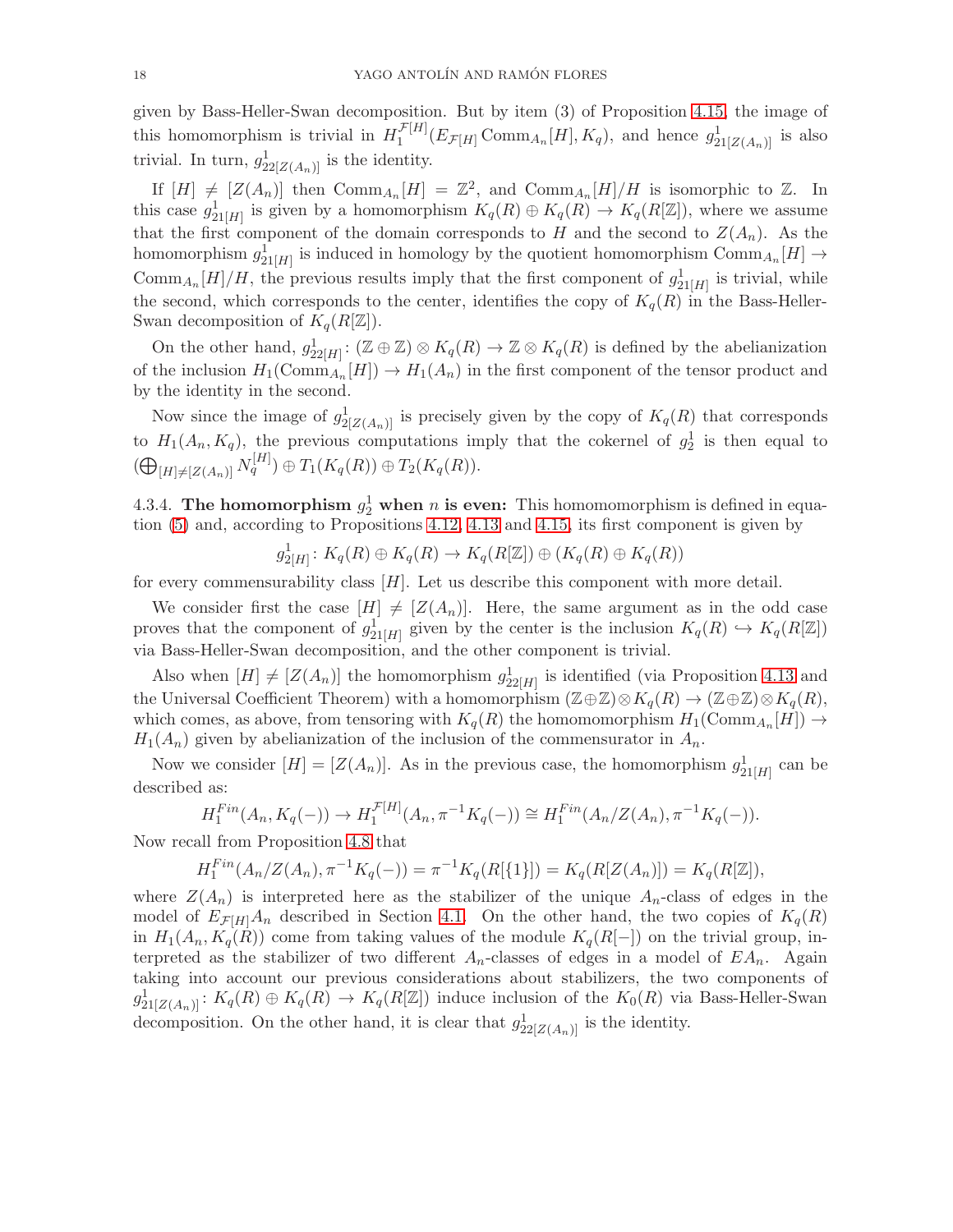given by Bass-Heller-Swan decomposition. But by item (3) of Proposition 4.15, the image of this homomorphism is trivial in $H_1^{\mathcal{F}[H]}(E_{\mathcal{F}[H]}\operatorname{Comm}_{A_n}[H], K_q)$, and hence $g^1_{21[Z(A_n)]}$ is also trivial. In turn, $g^1_{22[Z(A_n)]}$ is the identity.

If $[H] \neq [Z(A_n)]$ then $\operatorname{Comm}_{A_n}[H] = \mathbb{Z}^2$, and $\operatorname{Comm}_{A_n}[H]/H$ is isomorphic to $\mathbb{Z}$. In this case $g^1_{21[H]}$ is given by a homomorphism $K_q(R) \oplus K_q(R) \to K_q(R[\mathbb{Z}])$, where we assume that the first component of the domain corresponds to $H$ and the second to $Z(A_n)$. As the homomorphism $g^1_{21[H]}$ is induced in homology by the quotient homomorphism $\operatorname{Comm}_{A_n}[H] \to \operatorname{Comm}_{A_n}[H]/H$, the previous results imply that the first component of $g^1_{21[H]}$ is trivial, while the second, which corresponds to the center, identifies the copy of $K_q(R)$ in the Bass-Heller-Swan decomposition of $K_q(R[\mathbb{Z}])$.

On the other hand, $g^1_{22[H]}\colon (\mathbb{Z}\oplus\mathbb{Z})\otimes K_q(R) \to \mathbb{Z}\otimes K_q(R)$ is defined by the abelianization of the inclusion $H_1(\operatorname{Comm}_{A_n}[H]) \to H_1(A_n)$ in the first component of the tensor product and by the identity in the second.

Now since the image of $g^1_{2[Z(A_n)]}$ is precisely given by the copy of $K_q(R)$ that corresponds to $H_1(A_n, K_q)$, the previous computations imply that the cokernel of $g^1_2$ is then equal to $(\bigoplus_{[H]\neq[Z(A_n)]} N_q^{[H]}) \oplus T_1(K_q(R)) \oplus T_2(K_q(R))$.

4.3.4. **The homomorphism $g^1_2$ when $n$ is even:** This homomomorphism is defined in equation (5) and, according to Propositions 4.12, 4.13 and 4.15, its first component is given by

$$g^1_{2[H]}\colon K_q(R)\oplus K_q(R) \to K_q(R[\mathbb{Z}]) \oplus (K_q(R)\oplus K_q(R))$$

for every commensurability class $[H]$. Let us describe this component with more detail.

We consider first the case $[H] \neq [Z(A_n)]$. Here, the same argument as in the odd case proves that the component of $g^1_{21[H]}$ given by the center is the inclusion $K_q(R) \hookrightarrow K_q(R[\mathbb{Z}])$ via Bass-Heller-Swan decomposition, and the other component is trivial.

Also when $[H] \neq [Z(A_n)]$ the homomorphism $g^1_{22[H]}$ is identified (via Proposition 4.13 and the Universal Coefficient Theorem) with a homomorphism $(\mathbb{Z}\oplus\mathbb{Z})\otimes K_q(R) \to (\mathbb{Z}\oplus\mathbb{Z})\otimes K_q(R)$, which comes, as above, from tensoring with $K_q(R)$ the homomomorphism $H_1(\operatorname{Comm}_{A_n}[H]) \to H_1(A_n)$ given by abelianization of the inclusion of the commensurator in $A_n$.

Now we consider $[H] = [Z(A_n)]$. As in the previous case, the homomorphism $g^1_{21[H]}$ can be described as:

$$H_1^{Fin}(A_n, K_q(-)) \to H_1^{\mathcal{F}[H]}(A_n, \pi^{-1}K_q(-)) \cong H_1^{Fin}(A_n/Z(A_n), \pi^{-1}K_q(-)).$$

Now recall from Proposition 4.8 that

$$H_1^{Fin}(A_n/Z(A_n), \pi^{-1}K_q(-)) = \pi^{-1}K_q(R[\{1\}]) = K_q(R[Z(A_n)]) = K_q(R[\mathbb{Z}]),$$

where $Z(A_n)$ is interpreted here as the stabilizer of the unique $A_n$-class of edges in the model of $E_{\mathcal{F}[H]}A_n$ described in Section 4.1. On the other hand, the two copies of $K_q(R)$ in $H_1(A_n, K_q(R))$ come from taking values of the module $K_q(R[-])$ on the trivial group, interpreted as the stabilizer of two different $A_n$-classes of edges in a model of $EA_n$. Again taking into account our previous considerations about stabilizers, the two components of $g^1_{21[Z(A_n)]}\colon K_q(R)\oplus K_q(R) \to K_q(R[\mathbb{Z}])$ induce inclusion of the $K_0(R)$ via Bass-Heller-Swan decomposition. On the other hand, it is clear that $g^1_{22[Z(A_n)]}$ is the identity.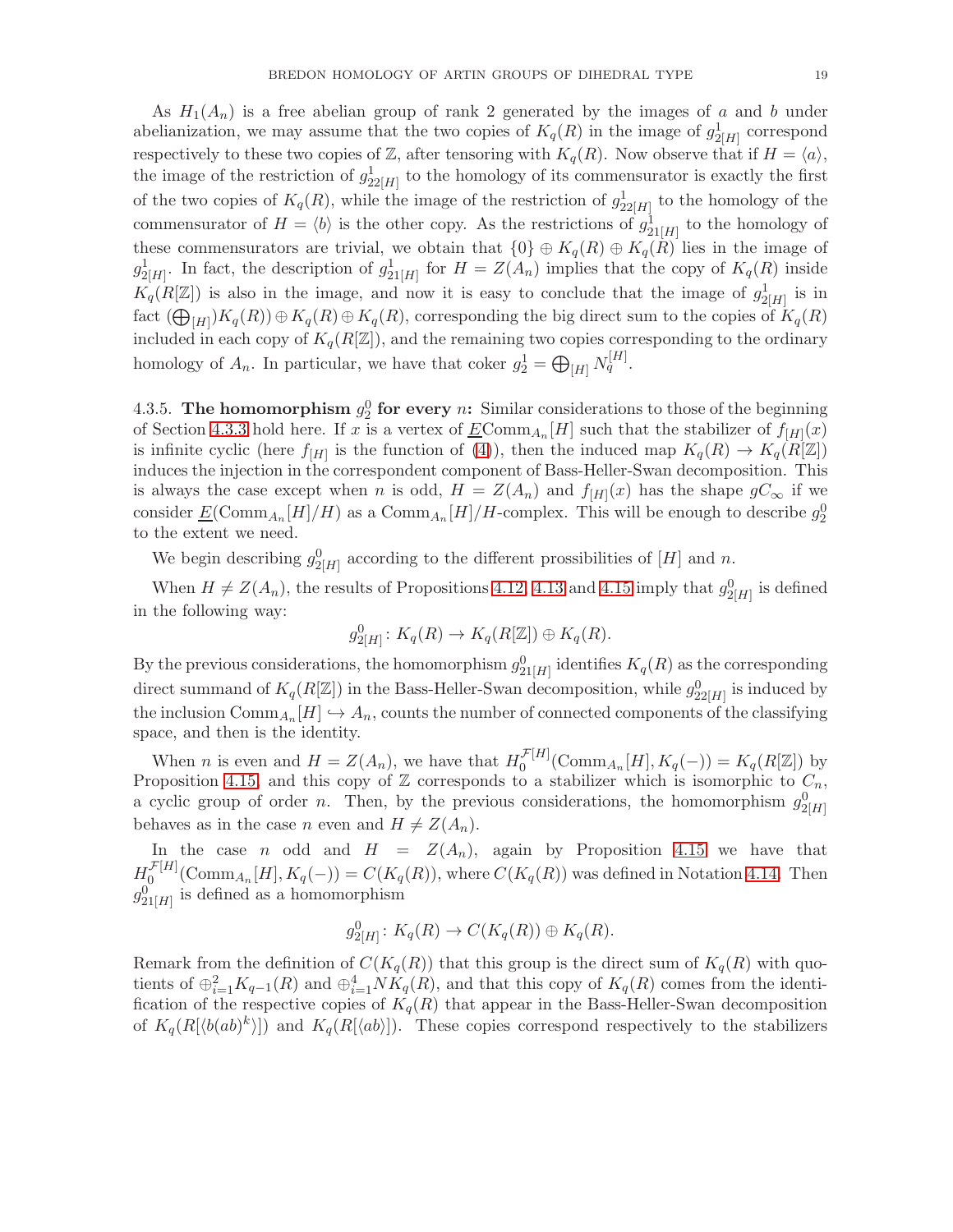As $H_1(A_n)$ is a free abelian group of rank 2 generated by the images of $a$ and $b$ under abelianization, we may assume that the two copies of $K_q(R)$ in the image of $g^1_{2[H]}$ correspond respectively to these two copies of $\mathbb{Z}$, after tensoring with $K_q(R)$. Now observe that if $H = \langle a \rangle$, the image of the restriction of $g^1_{22[H]}$ to the homology of its commensurator is exactly the first of the two copies of $K_q(R)$, while the image of the restriction of $g^1_{22[H]}$ to the homology of the commensurator of $H = \langle b \rangle$ is the other copy. As the restrictions of $g^1_{21[H]}$ to the homology of these commensurators are trivial, we obtain that $\{0\} \oplus K_q(R) \oplus K_q(R)$ lies in the image of $g^1_{2[H]}$. In fact, the description of $g^1_{21[H]}$ for $H = Z(A_n)$ implies that the copy of $K_q(R)$ inside $K_q(R[\mathbb{Z}])$ is also in the image, and now it is easy to conclude that the image of $g^1_{2[H]}$ is in fact $(\bigoplus_{[H]}) K_q(R)) \oplus K_q(R) \oplus K_q(R)$, corresponding the big direct sum to the copies of $K_q(R)$ included in each copy of $K_q(R[\mathbb{Z}])$, and the remaining two copies corresponding to the ordinary homology of $A_n$. In particular, we have that coker $g^1_2 = \bigoplus_{[H]} N^{[H]}_q$.

4.3.5. **The homomorphism $g^0_2$ for every $n$:** Similar considerations to those of the beginning of Section 4.3.3 hold here. If $x$ is a vertex of $\underline{E}\mathrm{Comm}_{A_n}[H]$ such that the stabilizer of $f_{[H]}(x)$ is infinite cyclic (here $f_{[H]}$ is the function of (4)), then the induced map $K_q(R) \to K_q(R[\mathbb{Z}])$ induces the injection in the correspondent component of Bass-Heller-Swan decomposition. This is always the case except when $n$ is odd, $H = Z(A_n)$ and $f_{[H]}(x)$ has the shape $gC_\infty$ if we consider $\underline{E}(\mathrm{Comm}_{A_n}[H]/H)$ as a $\mathrm{Comm}_{A_n}[H]/H$-complex. This will be enough to describe $g^0_2$ to the extent we need.

We begin describing $g^0_{2[H]}$ according to the different prossibilities of $[H]$ and $n$.

When $H \neq Z(A_n)$, the results of Propositions 4.12, 4.13 and 4.15 imply that $g^0_{2[H]}$ is defined in the following way:

$$g^0_{2[H]} \colon K_q(R) \to K_q(R[\mathbb{Z}]) \oplus K_q(R).$$

By the previous considerations, the homomorphism $g^0_{21[H]}$ identifies $K_q(R)$ as the corresponding direct summand of $K_q(R[\mathbb{Z}])$ in the Bass-Heller-Swan decomposition, while $g^0_{22[H]}$ is induced by the inclusion $\mathrm{Comm}_{A_n}[H] \hookrightarrow A_n$, counts the number of connected components of the classifying space, and then is the identity.

When $n$ is even and $H = Z(A_n)$, we have that $H^{\mathcal{F}[H]}_0(\mathrm{Comm}_{A_n}[H], K_q(-)) = K_q(R[\mathbb{Z}])$ by Proposition 4.15, and this copy of $\mathbb{Z}$ corresponds to a stabilizer which is isomorphic to $C_n$, a cyclic group of order $n$. Then, by the previous considerations, the homomorphism $g^0_{2[H]}$ behaves as in the case $n$ even and $H \neq Z(A_n)$.

In the case $n$ odd and $H = Z(A_n)$, again by Proposition 4.15 we have that $H^{\mathcal{F}[H]}_0(\mathrm{Comm}_{A_n}[H], K_q(-)) = C(K_q(R))$, where $C(K_q(R))$ was defined in Notation 4.14. Then $g^0_{21[H]}$ is defined as a homomorphism

$$g^0_{2[H]} \colon K_q(R) \to C(K_q(R)) \oplus K_q(R).$$

Remark from the definition of $C(K_q(R))$ that this group is the direct sum of $K_q(R)$ with quotients of $\oplus^2_{i=1} K_{q-1}(R)$ and $\oplus^4_{i=1} NK_q(R)$, and that this copy of $K_q(R)$ comes from the identification of the respective copies of $K_q(R)$ that appear in the Bass-Heller-Swan decomposition of $K_q(R[\langle b(ab)^k \rangle])$ and $K_q(R[\langle ab \rangle])$. These copies correspond respectively to the stabilizers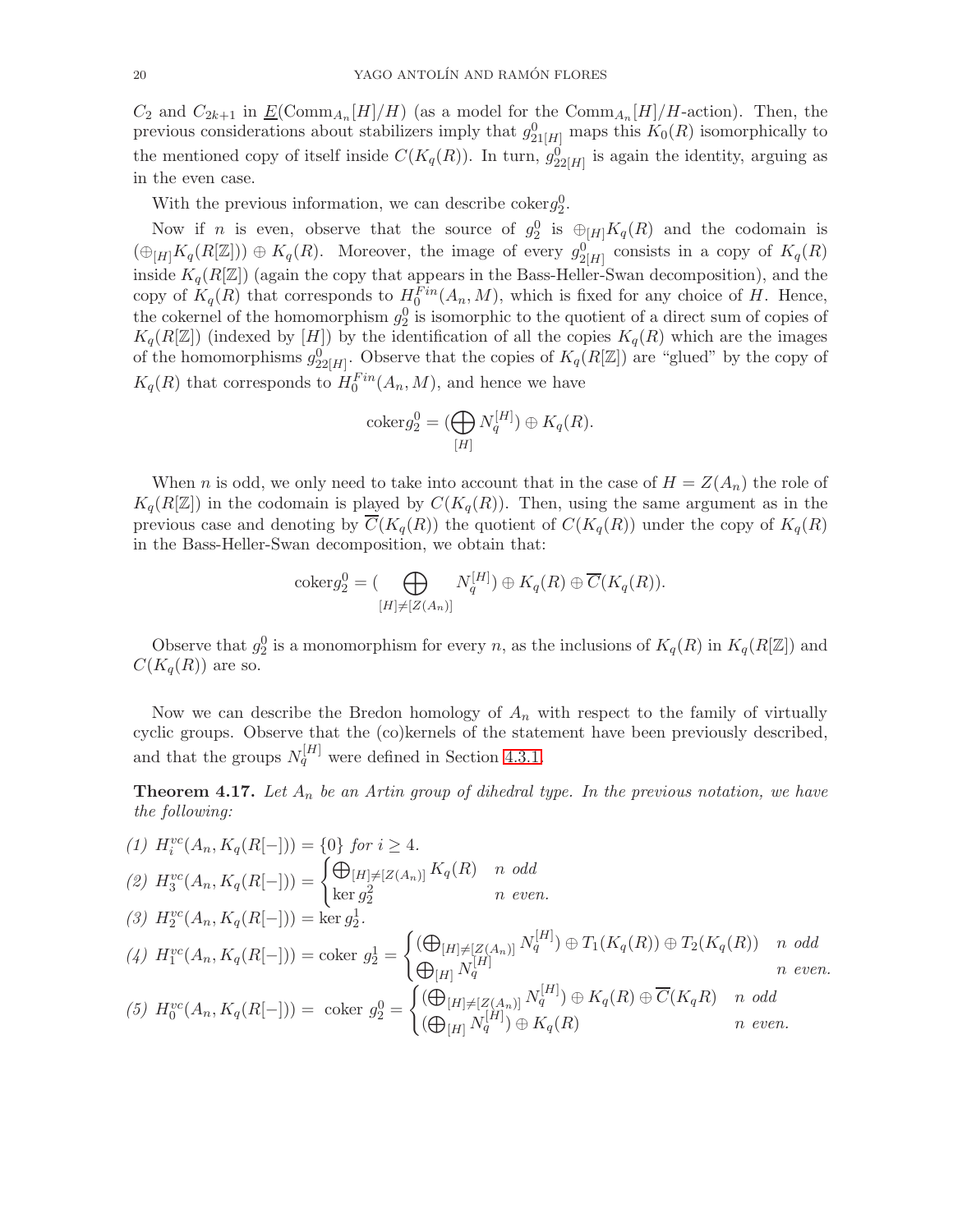$C_2$ and $C_{2k+1}$ in $\underline{E}(\mathrm{Comm}_{A_n}[H]/H)$ (as a model for the $\mathrm{Comm}_{A_n}[H]/H$-action). Then, the previous considerations about stabilizers imply that $g^0_{21[H]}$ maps this $K_0(R)$ isomorphically to the mentioned copy of itself inside $C(K_q(R))$. In turn, $g^0_{22[H]}$ is again the identity, arguing as in the even case.

With the previous information, we can describe $\mathrm{coker} g^0_2$.

Now if $n$ is even, observe that the source of $g^0_2$ is $\oplus_{[H]} K_q(R)$ and the codomain is $(\oplus_{[H]} K_q(R[\mathbb{Z}])) \oplus K_q(R)$. Moreover, the image of every $g^0_{2[H]}$ consists in a copy of $K_q(R)$ inside $K_q(R[\mathbb{Z}])$ (again the copy that appears in the Bass-Heller-Swan decomposition), and the copy of $K_q(R)$ that corresponds to $H_0^{Fin}(A_n, M)$, which is fixed for any choice of $H$. Hence, the cokernel of the homomorphism $g^0_2$ is isomorphic to the quotient of a direct sum of copies of $K_q(R[\mathbb{Z}])$ (indexed by $[H]$) by the identification of all the copies $K_q(R)$ which are the images of the homomorphisms $g^0_{22[H]}$. Observe that the copies of $K_q(R[\mathbb{Z}])$ are "glued" by the copy of $K_q(R)$ that corresponds to $H_0^{Fin}(A_n, M)$, and hence we have

$$\mathrm{coker} g^0_2 = (\bigoplus_{[H]} N_q^{[H]}) \oplus K_q(R).$$

When $n$ is odd, we only need to take into account that in the case of $H = Z(A_n)$ the role of $K_q(R[\mathbb{Z}])$ in the codomain is played by $C(K_q(R))$. Then, using the same argument as in the previous case and denoting by $\overline{C}(K_q(R))$ the quotient of $C(K_q(R))$ under the copy of $K_q(R)$ in the Bass-Heller-Swan decomposition, we obtain that:

$$\mathrm{coker} g^0_2 = (\bigoplus_{[H] \neq [Z(A_n)]} N_q^{[H]}) \oplus K_q(R) \oplus \overline{C}(K_q(R)).$$

Observe that $g^0_2$ is a monomorphism for every $n$, as the inclusions of $K_q(R)$ in $K_q(R[\mathbb{Z}])$ and $C(K_q(R))$ are so.

Now we can describe the Bredon homology of $A_n$ with respect to the family of virtually cyclic groups. Observe that the (co)kernels of the statement have been previously described, and that the groups $N_q^{[H]}$ were defined in Section 4.3.1.

**Theorem 4.17.** *Let $A_n$ be an Artin group of dihedral type. In the previous notation, we have the following:*

(1) $H_i^{vc}(A_n, K_q(R[-])) = \{0\}$ *for* $i \geq 4$.

(2) $H_3^{vc}(A_n, K_q(R[-])) = \begin{cases} \bigoplus_{[H] \neq [Z(A_n)]} K_q(R) & n \text{ odd} \\ \ker g^2_2 & n \text{ even.} \end{cases}$

(3) $H_2^{vc}(A_n, K_q(R[-])) = \ker g^1_2$.

(4) $H_1^{vc}(A_n, K_q(R[-])) = \text{coker } g^1_2 = \begin{cases} (\bigoplus_{[H] \neq [Z(A_n)]} N_q^{[H]}) \oplus T_1(K_q(R)) \oplus T_2(K_q(R)) & n \text{ odd} \\ \bigoplus_{[H]} N_q^{[H]} & n \text{ even.} \end{cases}$

(5) $H_0^{vc}(A_n, K_q(R[-])) = \text{ coker } g^0_2 = \begin{cases} (\bigoplus_{[H] \neq [Z(A_n)]} N_q^{[H]}) \oplus K_q(R) \oplus \overline{C}(K_q R) & n \text{ odd} \\ (\bigoplus_{[H]} N_q^{[H]}) \oplus K_q(R) & n \text{ even.} \end{cases}$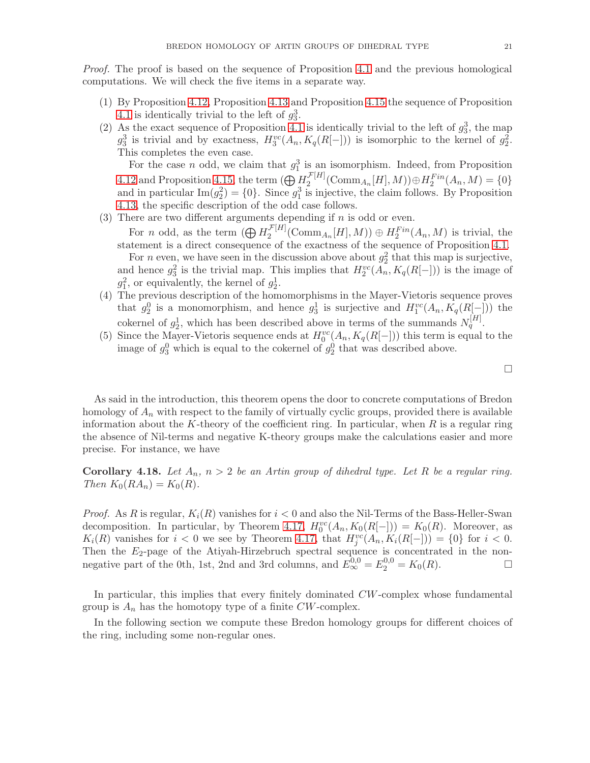*Proof.* The proof is based on the sequence of Proposition 4.1 and the previous homological computations. We will check the five items in a separate way.

1. By Proposition 4.12, Proposition 4.13 and Proposition 4.15 the sequence of Proposition 4.1 is identically trivial to the left of $g_3^3$.
2. As the exact sequence of Proposition 4.1 is identically trivial to the left of $g_3^3$, the map $g_3^3$ is trivial and by exactness, $H_3^{vc}(A_n, K_q(R[-]))$ is isomorphic to the kernel of $g_2^3$. This completes the even case.

   For the case $n$ odd, we claim that $g_1^3$ is an isomorphism. Indeed, from Proposition 4.12 and Proposition 4.15, the term $(\bigoplus H_2^{\mathcal{F}[H]}(\mathrm{Comm}_{A_n}[H], M)) \oplus H_2^{Fin}(A_n, M) = \{0\}$ and in particular $\mathrm{Im}(g_2^2) = \{0\}$. Since $g_1^3$ is injective, the claim follows. By Proposition 4.13, the specific description of the odd case follows.
3. There are two different arguments depending if $n$ is odd or even.

   For $n$ odd, as the term $(\bigoplus H_2^{\mathcal{F}[H]}(\mathrm{Comm}_{A_n}[H], M)) \oplus H_2^{Fin}(A_n, M)$ is trivial, the statement is a direct consequence of the exactness of the sequence of Proposition 4.1.

   For $n$ even, we have seen in the discussion above about $g_2^2$ that this map is surjective, and hence $g_3^2$ is the trivial map. This implies that $H_2^{vc}(A_n, K_q(R[-]))$ is the image of $g_1^2$, or equivalently, the kernel of $g_2^1$.
4. The previous description of the homomorphisms in the Mayer-Vietoris sequence proves that $g_2^0$ is a monomorphism, and hence $g_3^1$ is surjective and $H_1^{vc}(A_n, K_q(R[-]))$ the cokernel of $g_2^1$, which has been described above in terms of the summands $N_q^{[H]}$.
5. Since the Mayer-Vietoris sequence ends at $H_0^{vc}(A_n, K_q(R[-]))$ this term is equal to the image of $g_3^0$ which is equal to the cokernel of $g_2^0$ that was described above.

□

As said in the introduction, this theorem opens the door to concrete computations of Bredon homology of $A_n$ with respect to the family of virtually cyclic groups, provided there is available information about the $K$-theory of the coefficient ring. In particular, when $R$ is a regular ring the absence of Nil-terms and negative K-theory groups make the calculations easier and more precise. For instance, we have

**Corollary 4.18.** *Let $A_n$, $n > 2$ be an Artin group of dihedral type. Let $R$ be a regular ring. Then $K_0(RA_n) = K_0(R)$.*

*Proof.* As $R$ is regular, $K_i(R)$ vanishes for $i < 0$ and also the Nil-Terms of the Bass-Heller-Swan decomposition. In particular, by Theorem 4.17, $H_0^{vc}(A_n, K_0(R[-])) = K_0(R)$. Moreover, as $K_i(R)$ vanishes for $i < 0$ we see by Theorem 4.17, that $H_j^{vc}(A_n, K_i(R[-])) = \{0\}$ for $i < 0$. Then the $E_2$-page of the Atiyah-Hirzebruch spectral sequence is concentrated in the non-negative part of the 0th, 1st, 2nd and 3rd columns, and $E_\infty^{0,0} = E_2^{0,0} = K_0(R)$. □

In particular, this implies that every finitely dominated $CW$-complex whose fundamental group is $A_n$ has the homotopy type of a finite $CW$-complex.

In the following section we compute these Bredon homology groups for different choices of the ring, including some non-regular ones.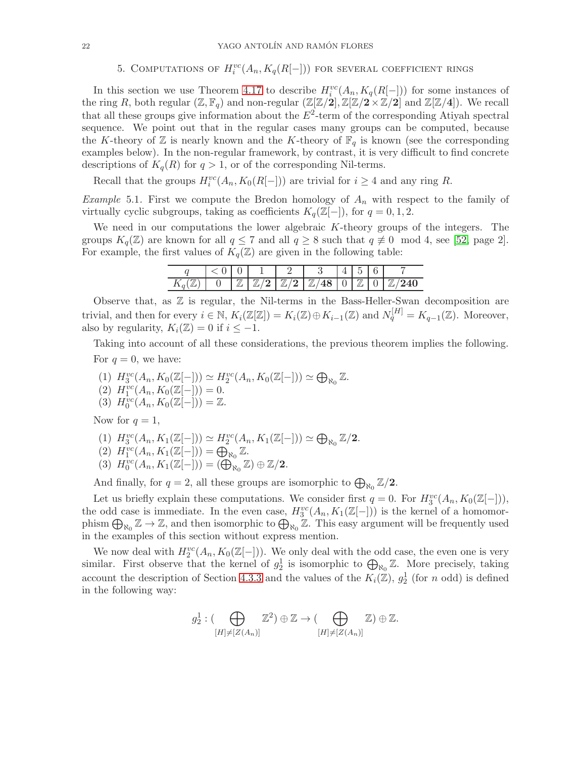## 5. Computations of $H_i^{vc}(A_n, K_q(R[-]))$ for several coefficient rings

In this section we use Theorem 4.17 to describe $H_i^{vc}(A_n, K_q(R[-]))$ for some instances of the ring $R$, both regular $(\mathbb{Z}, \mathbb{F}_q)$ and non-regular $(\mathbb{Z}[\mathbb{Z}/\mathbf{2}], \mathbb{Z}[\mathbb{Z}/\mathbf{2}\times\mathbb{Z}/\mathbf{2}]$ and $\mathbb{Z}[\mathbb{Z}/\mathbf{4}])$. We recall that all these groups give information about the $E^2$-term of the corresponding Atiyah spectral sequence. We point out that in the regular cases many groups can be computed, because the $K$-theory of $\mathbb{Z}$ is nearly known and the $K$-theory of $\mathbb{F}_q$ is known (see the corresponding examples below). In the non-regular framework, by contrast, it is very difficult to find concrete descriptions of $K_q(R)$ for $q > 1$, or of the corresponding Nil-terms.

Recall that the groups $H_i^{vc}(A_n, K_0(R[-]))$ are trivial for $i \geq 4$ and any ring $R$.

*Example* 5.1. First we compute the Bredon homology of $A_n$ with respect to the family of virtually cyclic subgroups, taking as coefficients $K_q(\mathbb{Z}[-])$, for $q = 0, 1, 2$.

We need in our computations the lower algebraic $K$-theory groups of the integers. The groups $K_q(\mathbb{Z})$ are known for all $q \leq 7$ and all $q \geq 8$ such that $q \not\equiv 0 \mod 4$, see [52, page 2]. For example, the first values of $K_q(\mathbb{Z})$ are given in the following table:

| $q$ | $<0$ | 0 | 1 | 2 | 3 | 4 | 5 | 6 | 7 |
|---|---|---|---|---|---|---|---|---|---|
| $K_q(\mathbb{Z})$ | 0 | $\mathbb{Z}$ | $\mathbb{Z}/\mathbf{2}$ | $\mathbb{Z}/\mathbf{2}$ | $\mathbb{Z}/\mathbf{48}$ | 0 | $\mathbb{Z}$ | 0 | $\mathbb{Z}/\mathbf{240}$ |

Observe that, as $\mathbb{Z}$ is regular, the Nil-terms in the Bass-Heller-Swan decomposition are trivial, and then for every $i \in \mathbb{N}$, $K_i(\mathbb{Z}[\mathbb{Z}]) = K_i(\mathbb{Z}) \oplus K_{i-1}(\mathbb{Z})$ and $N_q^{[H]} = K_{q-1}(\mathbb{Z})$. Moreover, also by regularity, $K_i(\mathbb{Z}) = 0$ if $i \leq -1$.

Taking into account of all these considerations, the previous theorem implies the following.

For $q = 0$, we have:

1. $H_3^{vc}(A_n, K_0(\mathbb{Z}[-])) \simeq H_2^{vc}(A_n, K_0(\mathbb{Z}[-])) \simeq \bigoplus_{\aleph_0} \mathbb{Z}$.
2. $H_1^{vc}(A_n, K_0(\mathbb{Z}[-])) = 0$.
3. $H_0^{vc}(A_n, K_0(\mathbb{Z}[-])) = \mathbb{Z}$.

Now for $q = 1$,

1. $H_3^{vc}(A_n, K_1(\mathbb{Z}[-])) \simeq H_2^{vc}(A_n, K_1(\mathbb{Z}[-])) \simeq \bigoplus_{\aleph_0} \mathbb{Z}/\mathbf{2}$.
2. $H_1^{vc}(A_n, K_1(\mathbb{Z}[-])) = \bigoplus_{\aleph_0} \mathbb{Z}$.
3. $H_0^{vc}(A_n, K_1(\mathbb{Z}[-])) = (\bigoplus_{\aleph_0} \mathbb{Z}) \oplus \mathbb{Z}/\mathbf{2}$.

And finally, for $q = 2$, all these groups are isomorphic to $\bigoplus_{\aleph_0} \mathbb{Z}/\mathbf{2}$.

Let us briefly explain these computations. We consider first $q = 0$. For $H_3^{vc}(A_n, K_0(\mathbb{Z}[-]))$, the odd case is immediate. In the even case, $H_3^{vc}(A_n, K_1(\mathbb{Z}[-]))$ is the kernel of a homomorphism $\bigoplus_{\aleph_0} \mathbb{Z} \to \mathbb{Z}$, and then isomorphic to $\bigoplus_{\aleph_0} \mathbb{Z}$. This easy argument will be frequently used in the examples of this section without express mention.

We now deal with $H_2^{vc}(A_n, K_0(\mathbb{Z}[-]))$. We only deal with the odd case, the even one is very similar. First observe that the kernel of $g_2^1$ is isomorphic to $\bigoplus_{\aleph_0} \mathbb{Z}$. More precisely, taking account the description of Section 4.3.3 and the values of the $K_i(\mathbb{Z})$, $g_2^1$ (for $n$ odd) is defined in the following way:

$$g_2^1 : (\bigoplus_{[H]\neq[Z(A_n)]} \mathbb{Z}^2) \oplus \mathbb{Z} \to (\bigoplus_{[H]\neq[Z(A_n)]} \mathbb{Z}) \oplus \mathbb{Z}.$$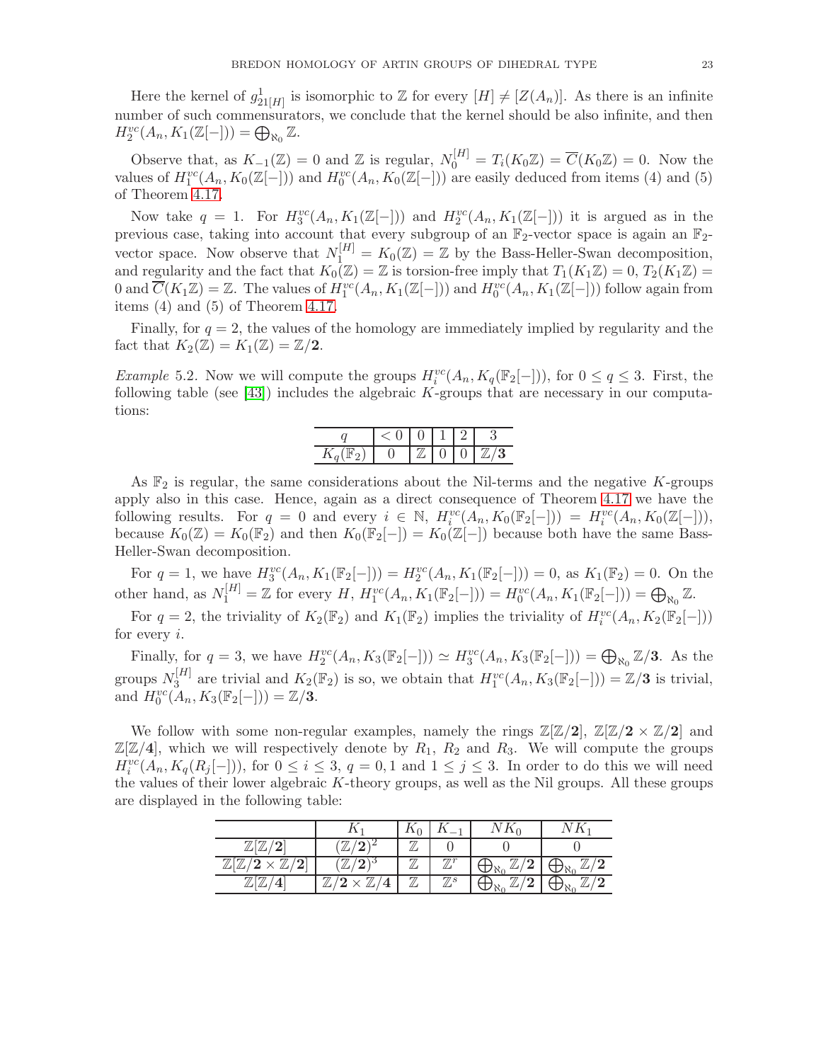Here the kernel of $g^1_{21[H]}$ is isomorphic to $\mathbb{Z}$ for every $[H] \neq [Z(A_n)]$. As there is an infinite number of such commensurators, we conclude that the kernel should be also infinite, and then $H^{vc}_2(A_n, K_1(\mathbb{Z}[-])) = \bigoplus_{\aleph_0} \mathbb{Z}$.

Observe that, as $K_{-1}(\mathbb{Z}) = 0$ and $\mathbb{Z}$ is regular, $N^{[H]}_0 = T_i(K_0\mathbb{Z}) = \overline{C}(K_0\mathbb{Z}) = 0$. Now the values of $H^{vc}_1(A_n, K_0(\mathbb{Z}[-]))$ and $H^{vc}_0(A_n, K_0(\mathbb{Z}[-]))$ are easily deduced from items (4) and (5) of Theorem 4.17.

Now take $q = 1$. For $H^{vc}_3(A_n, K_1(\mathbb{Z}[-]))$ and $H^{vc}_2(A_n, K_1(\mathbb{Z}[-]))$ it is argued as in the previous case, taking into account that every subgroup of an $\mathbb{F}_2$-vector space is again an $\mathbb{F}_2$-vector space. Now observe that $N^{[H]}_1 = K_0(\mathbb{Z}) = \mathbb{Z}$ by the Bass-Heller-Swan decomposition, and regularity and the fact that $K_0(\mathbb{Z}) = \mathbb{Z}$ is torsion-free imply that $T_1(K_1\mathbb{Z}) = 0$, $T_2(K_1\mathbb{Z}) = 0$ and $\overline{C}(K_1\mathbb{Z}) = \mathbb{Z}$. The values of $H^{vc}_1(A_n, K_1(\mathbb{Z}[-]))$ and $H^{vc}_0(A_n, K_1(\mathbb{Z}[-]))$ follow again from items (4) and (5) of Theorem 4.17.

Finally, for $q = 2$, the values of the homology are immediately implied by regularity and the fact that $K_2(\mathbb{Z}) = K_1(\mathbb{Z}) = \mathbb{Z}/\mathbf{2}$.

*Example* 5.2. Now we will compute the groups $H^{vc}_i(A_n, K_q(\mathbb{F}_2[-]))$, for $0 \leq q \leq 3$. First, the following table (see [43]) includes the algebraic $K$-groups that are necessary in our computations:

| $q$ | $< 0$ | $0$ | $1$ | $2$ | $3$ |
|---|---|---|---|---|---|
| $K_q(\mathbb{F}_2)$ | $0$ | $\mathbb{Z}$ | $0$ | $0$ | $\mathbb{Z}/\mathbf{3}$ |

As $\mathbb{F}_2$ is regular, the same considerations about the Nil-terms and the negative $K$-groups apply also in this case. Hence, again as a direct consequence of Theorem 4.17 we have the following results. For $q = 0$ and every $i \in \mathbb{N}$, $H^{vc}_i(A_n, K_0(\mathbb{F}_2[-])) = H^{vc}_i(A_n, K_0(\mathbb{Z}[-]))$, because $K_0(\mathbb{Z}) = K_0(\mathbb{F}_2)$ and then $K_0(\mathbb{F}_2[-]) = K_0(\mathbb{Z}[-])$ because both have the same Bass-Heller-Swan decomposition.

For $q = 1$, we have $H^{vc}_3(A_n, K_1(\mathbb{F}_2[-])) = H^{vc}_2(A_n, K_1(\mathbb{F}_2[-])) = 0$, as $K_1(\mathbb{F}_2) = 0$. On the other hand, as $N^{[H]}_1 = \mathbb{Z}$ for every $H$, $H^{vc}_1(A_n, K_1(\mathbb{F}_2[-])) = H^{vc}_0(A_n, K_1(\mathbb{F}_2[-])) = \bigoplus_{\aleph_0} \mathbb{Z}$.

For $q = 2$, the triviality of $K_2(\mathbb{F}_2)$ and $K_1(\mathbb{F}_2)$ implies the triviality of $H^{vc}_i(A_n, K_2(\mathbb{F}_2[-]))$ for every $i$.

Finally, for $q = 3$, we have $H^{vc}_2(A_n, K_3(\mathbb{F}_2[-])) \simeq H^{vc}_3(A_n, K_3(\mathbb{F}_2[-])) = \bigoplus_{\aleph_0} \mathbb{Z}/\mathbf{3}$. As the groups $N^{[H]}_3$ are trivial and $K_2(\mathbb{F}_2)$ is so, we obtain that $H^{vc}_1(A_n, K_3(\mathbb{F}_2[-])) = \mathbb{Z}/\mathbf{3}$ is trivial, and $H^{vc}_0(A_n, K_3(\mathbb{F}_2[-])) = \mathbb{Z}/\mathbf{3}$.

We follow with some non-regular examples, namely the rings $\mathbb{Z}[\mathbb{Z}/\mathbf{2}]$, $\mathbb{Z}[\mathbb{Z}/\mathbf{2} \times \mathbb{Z}/\mathbf{2}]$ and $\mathbb{Z}[\mathbb{Z}/\mathbf{4}]$, which we will respectively denote by $R_1$, $R_2$ and $R_3$. We will compute the groups $H^{vc}_i(A_n, K_q(R_j[-]))$, for $0 \leq i \leq 3$, $q = 0, 1$ and $1 \leq j \leq 3$. In order to do this we will need the values of their lower algebraic $K$-theory groups, as well as the Nil groups. All these groups are displayed in the following table:

| | $K_1$ | $K_0$ | $K_{-1}$ | $NK_0$ | $NK_1$ |
|---|---|---|---|---|---|
| $\mathbb{Z}[\mathbb{Z}/\mathbf{2}]$ | $(\mathbb{Z}/\mathbf{2})^2$ | $\mathbb{Z}$ | $0$ | $0$ | $0$ |
| $\mathbb{Z}[\mathbb{Z}/\mathbf{2} \times \mathbb{Z}/\mathbf{2}]$ | $(\mathbb{Z}/\mathbf{2})^3$ | $\mathbb{Z}$ | $\mathbb{Z}^r$ | $\bigoplus_{\aleph_0} \mathbb{Z}/\mathbf{2}$ | $\bigoplus_{\aleph_0} \mathbb{Z}/\mathbf{2}$ |
| $\mathbb{Z}[\mathbb{Z}/\mathbf{4}]$ | $\mathbb{Z}/\mathbf{2} \times \mathbb{Z}/\mathbf{4}$ | $\mathbb{Z}$ | $\mathbb{Z}^s$ | $\bigoplus_{\aleph_0} \mathbb{Z}/\mathbf{2}$ | $\bigoplus_{\aleph_0} \mathbb{Z}/\mathbf{2}$ |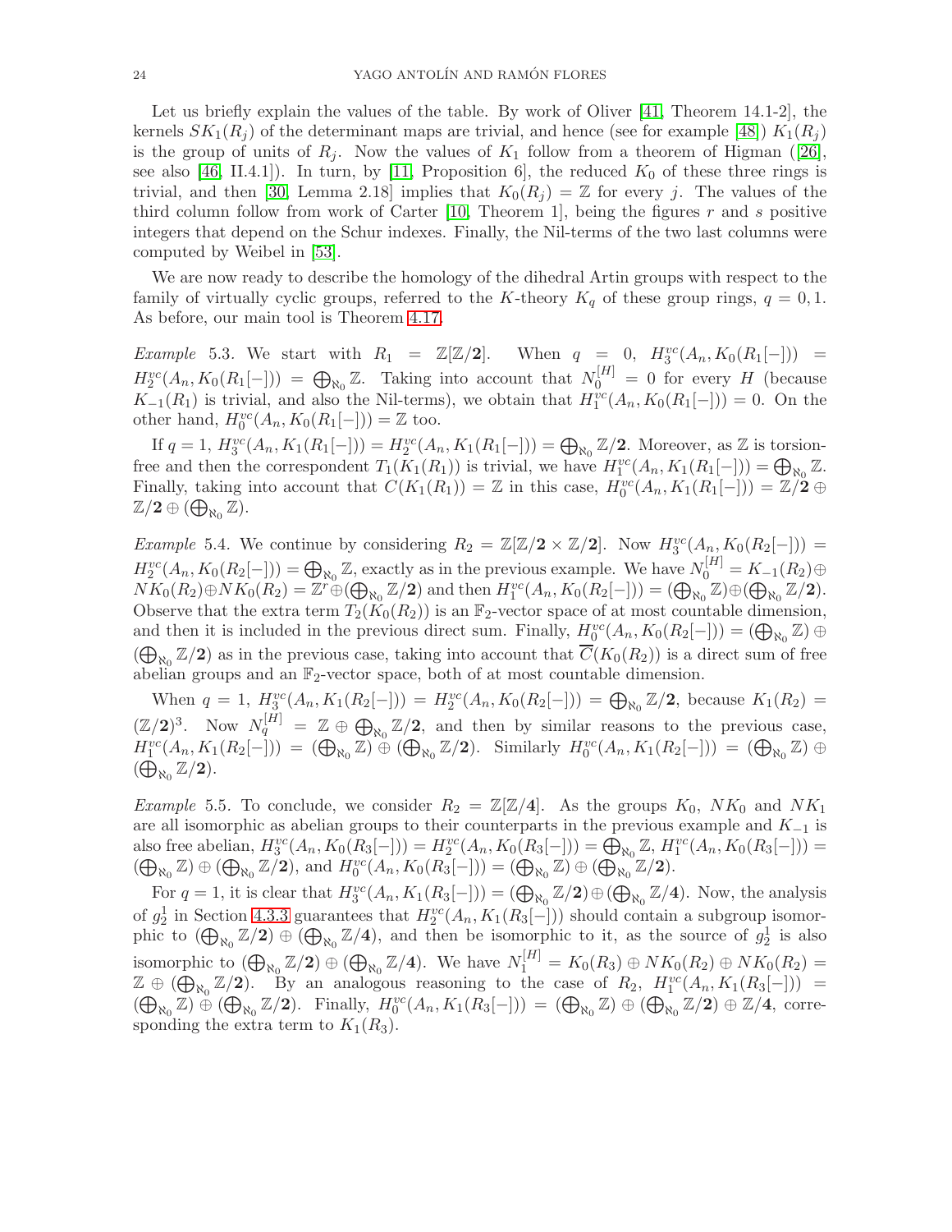Let us briefly explain the values of the table. By work of Oliver [41, Theorem 14.1-2], the kernels $SK_1(R_j)$ of the determinant maps are trivial, and hence (see for example [48]) $K_1(R_j)$ is the group of units of $R_j$. Now the values of $K_1$ follow from a theorem of Higman ([26], see also [46, II.4.1]). In turn, by [11, Proposition 6], the reduced $K_0$ of these three rings is trivial, and then [30, Lemma 2.18] implies that $K_0(R_j) = \mathbb{Z}$ for every $j$. The values of the third column follow from work of Carter [10, Theorem 1], being the figures $r$ and $s$ positive integers that depend on the Schur indexes. Finally, the Nil-terms of the two last columns were computed by Weibel in [53].

We are now ready to describe the homology of the dihedral Artin groups with respect to the family of virtually cyclic groups, referred to the $K$-theory $K_q$ of these group rings, $q = 0, 1$. As before, our main tool is Theorem 4.17.

*Example* 5.3. We start with $R_1 = \mathbb{Z}[\mathbb{Z}/\mathbf{2}]$. When $q = 0$, $H_3^{vc}(A_n, K_0(R_1[-])) = H_2^{vc}(A_n, K_0(R_1[-])) = \bigoplus_{\aleph_0} \mathbb{Z}$. Taking into account that $N_0^{[H]} = 0$ for every $H$ (because $K_{-1}(R_1)$ is trivial, and also the Nil-terms), we obtain that $H_1^{vc}(A_n, K_0(R_1[-])) = 0$. On the other hand, $H_0^{vc}(A_n, K_0(R_1[-])) = \mathbb{Z}$ too.

If $q = 1$, $H_3^{vc}(A_n, K_1(R_1[-])) = H_2^{vc}(A_n, K_1(R_1[-])) = \bigoplus_{\aleph_0} \mathbb{Z}/\mathbf{2}$. Moreover, as $\mathbb{Z}$ is torsion-free and then the correspondent $T_1(K_1(R_1))$ is trivial, we have $H_1^{vc}(A_n, K_1(R_1[-])) = \bigoplus_{\aleph_0} \mathbb{Z}$. Finally, taking into account that $C(K_1(R_1)) = \mathbb{Z}$ in this case, $H_0^{vc}(A_n, K_1(R_1[-])) = \mathbb{Z}/\mathbf{2} \oplus \mathbb{Z}/\mathbf{2} \oplus (\bigoplus_{\aleph_0} \mathbb{Z})$.

*Example* 5.4. We continue by considering $R_2 = \mathbb{Z}[\mathbb{Z}/\mathbf{2} \times \mathbb{Z}/\mathbf{2}]$. Now $H_3^{vc}(A_n, K_0(R_2[-])) = H_2^{vc}(A_n, K_0(R_2[-])) = \bigoplus_{\aleph_0} \mathbb{Z}$, exactly as in the previous example. We have $N_0^{[H]} = K_{-1}(R_2) \oplus NK_0(R_2) \oplus NK_0(R_2) = \mathbb{Z}^r \oplus (\bigoplus_{\aleph_0} \mathbb{Z}/\mathbf{2})$ and then $H_1^{vc}(A_n, K_0(R_2[-])) = (\bigoplus_{\aleph_0} \mathbb{Z}) \oplus (\bigoplus_{\aleph_0} \mathbb{Z}/\mathbf{2})$. Observe that the extra term $T_2(K_0(R_2))$ is an $\mathbb{F}_2$-vector space of at most countable dimension, and then it is included in the previous direct sum. Finally, $H_0^{vc}(A_n, K_0(R_2[-])) = (\bigoplus_{\aleph_0} \mathbb{Z}) \oplus (\bigoplus_{\aleph_0} \mathbb{Z}/\mathbf{2})$ as in the previous case, taking into account that $\overline{C}(K_0(R_2))$ is a direct sum of free abelian groups and an $\mathbb{F}_2$-vector space, both of at most countable dimension.

When $q = 1$, $H_3^{vc}(A_n, K_1(R_2[-])) = H_2^{vc}(A_n, K_0(R_2[-])) = \bigoplus_{\aleph_0} \mathbb{Z}/\mathbf{2}$, because $K_1(R_2) = (\mathbb{Z}/\mathbf{2})^3$. Now $N_q^{[H]} = \mathbb{Z} \oplus \bigoplus_{\aleph_0} \mathbb{Z}/\mathbf{2}$, and then by similar reasons to the previous case, $H_1^{vc}(A_n, K_1(R_2[-])) = (\bigoplus_{\aleph_0} \mathbb{Z}) \oplus (\bigoplus_{\aleph_0} \mathbb{Z}/\mathbf{2})$. Similarly $H_0^{vc}(A_n, K_1(R_2[-])) = (\bigoplus_{\aleph_0} \mathbb{Z}) \oplus (\bigoplus_{\aleph_0} \mathbb{Z}/\mathbf{2})$.

*Example* 5.5. To conclude, we consider $R_2 = \mathbb{Z}[\mathbb{Z}/\mathbf{4}]$. As the groups $K_0$, $NK_0$ and $NK_1$ are all isomorphic as abelian groups to their counterparts in the previous example and $K_{-1}$ is also free abelian, $H_3^{vc}(A_n, K_0(R_3[-])) = H_2^{vc}(A_n, K_0(R_3[-])) = \bigoplus_{\aleph_0} \mathbb{Z}$, $H_1^{vc}(A_n, K_0(R_3[-])) = (\bigoplus_{\aleph_0} \mathbb{Z}) \oplus (\bigoplus_{\aleph_0} \mathbb{Z}/\mathbf{2})$, and $H_0^{vc}(A_n, K_0(R_3[-])) = (\bigoplus_{\aleph_0} \mathbb{Z}) \oplus (\bigoplus_{\aleph_0} \mathbb{Z}/\mathbf{2})$.

For $q = 1$, it is clear that $H_3^{vc}(A_n, K_1(R_3[-])) = (\bigoplus_{\aleph_0} \mathbb{Z}/\mathbf{2}) \oplus (\bigoplus_{\aleph_0} \mathbb{Z}/\mathbf{4})$. Now, the analysis of $g_2^1$ in Section 4.3.3 guarantees that $H_2^{vc}(A_n, K_1(R_3[-]))$ should contain a subgroup isomorphic to $(\bigoplus_{\aleph_0} \mathbb{Z}/\mathbf{2}) \oplus (\bigoplus_{\aleph_0} \mathbb{Z}/\mathbf{4})$, and then be isomorphic to it, as the source of $g_2^1$ is also isomorphic to $(\bigoplus_{\aleph_0} \mathbb{Z}/\mathbf{2}) \oplus (\bigoplus_{\aleph_0} \mathbb{Z}/\mathbf{4})$. We have $N_1^{[H]} = K_0(R_3) \oplus NK_0(R_2) \oplus NK_0(R_2) = \mathbb{Z} \oplus (\bigoplus_{\aleph_0} \mathbb{Z}/\mathbf{2})$. By an analogous reasoning to the case of $R_2$, $H_1^{vc}(A_n, K_1(R_3[-])) = (\bigoplus_{\aleph_0} \mathbb{Z}) \oplus (\bigoplus_{\aleph_0} \mathbb{Z}/\mathbf{2})$. Finally, $H_0^{vc}(A_n, K_1(R_3[-])) = (\bigoplus_{\aleph_0} \mathbb{Z}) \oplus (\bigoplus_{\aleph_0} \mathbb{Z}/\mathbf{2}) \oplus \mathbb{Z}/\mathbf{4}$, corresponding the extra term to $K_1(R_3)$.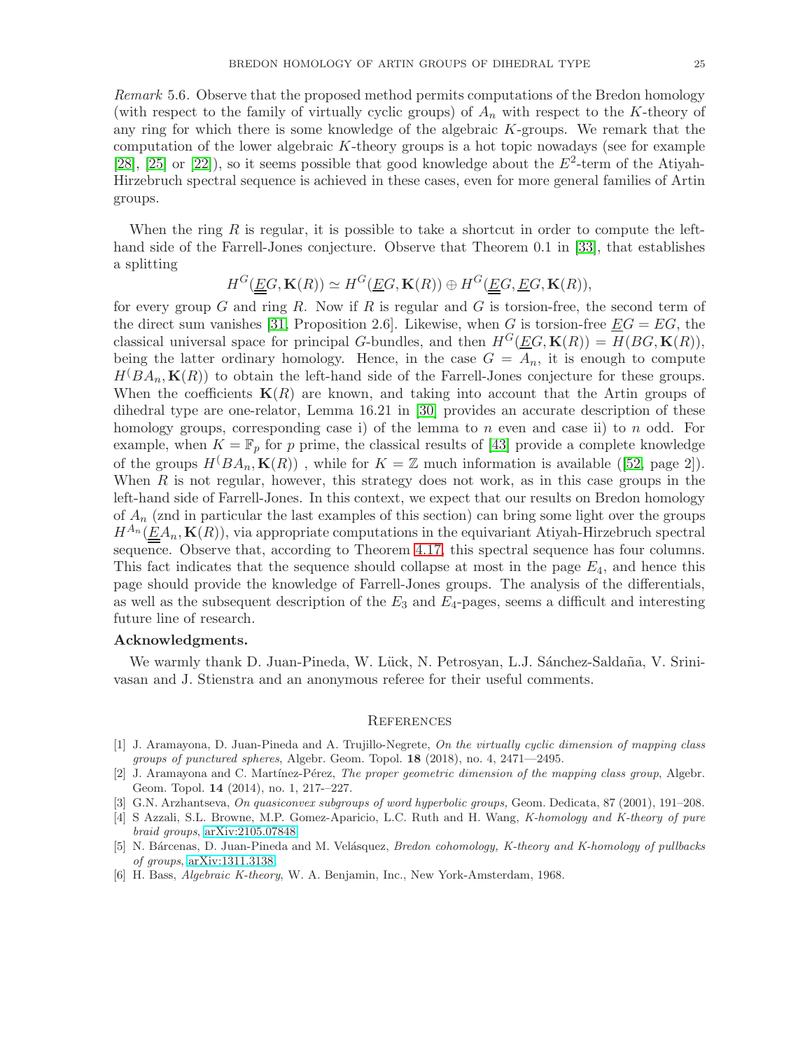*Remark* 5.6. Observe that the proposed method permits computations of the Bredon homology (with respect to the family of virtually cyclic groups) of $A_n$ with respect to the $K$-theory of any ring for which there is some knowledge of the algebraic $K$-groups. We remark that the computation of the lower algebraic $K$-theory groups is a hot topic nowadays (see for example [28], [25] or [22]), so it seems possible that good knowledge about the $E^2$-term of the Atiyah-Hirzebruch spectral sequence is achieved in these cases, even for more general families of Artin groups.

When the ring $R$ is regular, it is possible to take a shortcut in order to compute the left-hand side of the Farrell-Jones conjecture. Observe that Theorem 0.1 in [33], that establishes a splitting

$$H^G(\underline{\underline{E}}G, \mathbf{K}(R)) \simeq H^G(\underline{E}G, \mathbf{K}(R)) \oplus H^G(\underline{\underline{E}}G, \underline{E}G, \mathbf{K}(R)),$$

for every group $G$ and ring $R$. Now if $R$ is regular and $G$ is torsion-free, the second term of the direct sum vanishes [31, Proposition 2.6]. Likewise, when $G$ is torsion-free $\underline{E}G = EG$, the classical universal space for principal $G$-bundles, and then $H^G(\underline{E}G, \mathbf{K}(R)) = H(BG, \mathbf{K}(R))$, being the latter ordinary homology. Hence, in the case $G = A_n$, it is enough to compute $H(BA_n, \mathbf{K}(R))$ to obtain the left-hand side of the Farrell-Jones conjecture for these groups. When the coefficients $\mathbf{K}(R)$ are known, and taking into account that the Artin groups of dihedral type are one-relator, Lemma 16.21 in [30] provides an accurate description of these homology groups, corresponding case i) of the lemma to $n$ even and case ii) to $n$ odd. For example, when $K = \mathbb{F}_p$ for $p$ prime, the classical results of [43] provide a complete knowledge of the groups $H(BA_n, \mathbf{K}(R))$ , while for $K = \mathbb{Z}$ much information is available ([52, page 2]). When $R$ is not regular, however, this strategy does not work, as in this case groups in the left-hand side of Farrell-Jones. In this context, we expect that our results on Bredon homology of $A_n$ (znd in particular the last examples of this section) can bring some light over the groups $H^{A_n}(\underline{\underline{E}}A_n, \mathbf{K}(R))$, via appropriate computations in the equivariant Atiyah-Hirzebruch spectral sequence. Observe that, according to Theorem 4.17, this spectral sequence has four columns. This fact indicates that the sequence should collapse at most in the page $E_4$, and hence this page should provide the knowledge of Farrell-Jones groups. The analysis of the differentials, as well as the subsequent description of the $E_3$ and $E_4$-pages, seems a difficult and interesting future line of research.

**Acknowledgments.**

We warmly thank D. Juan-Pineda, W. Lück, N. Petrosyan, L.J. Sánchez-Saldaña, V. Srinivasan and J. Stienstra and an anonymous referee for their useful comments.

## References

[1] J. Aramayona, D. Juan-Pineda and A. Trujillo-Negrete, *On the virtually cyclic dimension of mapping class groups of punctured spheres*, Algebr. Geom. Topol. **18** (2018), no. 4, 2471—2495.

[2] J. Aramayona and C. Martínez-Pérez, *The proper geometric dimension of the mapping class group*, Algebr. Geom. Topol. **14** (2014), no. 1, 217-–227.

[3] G.N. Arzhantseva, *On quasiconvex subgroups of word hyperbolic groups,* Geom. Dedicata, 87 (2001), 191–208.

[4] S Azzali, S.L. Browne, M.P. Gomez-Aparicio, L.C. Ruth and H. Wang, *K-homology and K-theory of pure braid groups*, arXiv:2105.07848.

[5] N. Bárcenas, D. Juan-Pineda and M. Velásquez, *Bredon cohomology, K-theory and K-homology of pullbacks of groups*, arXiv:1311.3138.

[6] H. Bass, *Algebraic K-theory*, W. A. Benjamin, Inc., New York-Amsterdam, 1968.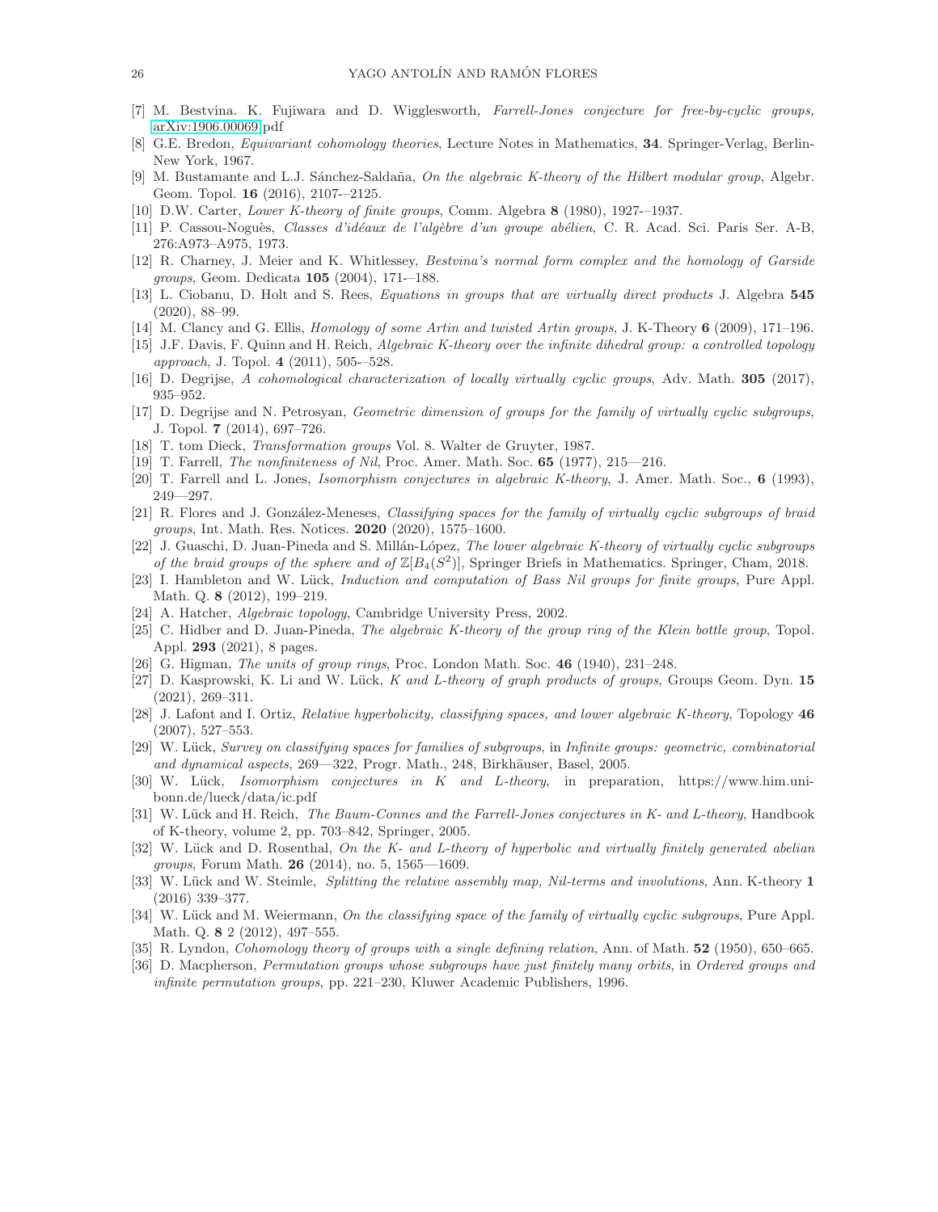[7] M. Bestvina. K. Fujiwara and D. Wigglesworth, *Farrell-Jones conjecture for free-by-cyclic groups,* arXiv:1906.00069 pdf

[8] G.E. Bredon, *Equivariant cohomology theories*, Lecture Notes in Mathematics, **34**. Springer-Verlag, Berlin-New York, 1967.

[9] M. Bustamante and L.J. Sánchez-Saldaña, *On the algebraic K-theory of the Hilbert modular group*, Algebr. Geom. Topol. **16** (2016), 2107-–2125.

[10] D.W. Carter, *Lower K-theory of finite groups*, Comm. Algebra **8** (1980), 1927-–1937.

[11] P. Cassou-Noguès, *Classes d'idéaux de l'algèbre d'un groupe abélien*, C. R. Acad. Sci. Paris Ser. A-B, 276:A973–A975, 1973.

[12] R. Charney, J. Meier and K. Whitlessey, *Bestvina's normal form complex and the homology of Garside groups*, Geom. Dedicata **105** (2004), 171-–188.

[13] L. Ciobanu, D. Holt and S. Rees, *Equations in groups that are virtually direct products* J. Algebra **545** (2020), 88–99.

[14] M. Clancy and G. Ellis, *Homology of some Artin and twisted Artin groups*, J. K-Theory **6** (2009), 171–196.

[15] J.F. Davis, F. Quinn and H. Reich, *Algebraic K-theory over the infinite dihedral group: a controlled topology approach*, J. Topol. **4** (2011), 505-–528.

[16] D. Degrijse, *A cohomological characterization of locally virtually cyclic groups*, Adv. Math. **305** (2017), 935–952.

[17] D. Degrijse and N. Petrosyan, *Geometric dimension of groups for the family of virtually cyclic subgroups*, J. Topol. **7** (2014), 697–726.

[18] T. tom Dieck, *Transformation groups* Vol. 8. Walter de Gruyter, 1987.

[19] T. Farrell, *The nonfiniteness of Nil*, Proc. Amer. Math. Soc. **65** (1977), 215—216.

[20] T. Farrell and L. Jones, *Isomorphism conjectures in algebraic K-theory*, J. Amer. Math. Soc., **6** (1993), 249—297.

[21] R. Flores and J. González-Meneses, *Classifying spaces for the family of virtually cyclic subgroups of braid groups*, Int. Math. Res. Notices. **2020** (2020), 1575–1600.

[22] J. Guaschi, D. Juan-Pineda and S. Millán-López, *The lower algebraic K-theory of virtually cyclic subgroups of the braid groups of the sphere and of $\mathbb{Z}[B_4(S^2)]$*, Springer Briefs in Mathematics. Springer, Cham, 2018.

[23] I. Hambleton and W. Lück, *Induction and computation of Bass Nil groups for finite groups*, Pure Appl. Math. Q. **8** (2012), 199–219.

[24] A. Hatcher, *Algebraic topology*, Cambridge University Press, 2002.

[25] C. Hidber and D. Juan-Pineda, *The algebraic K-theory of the group ring of the Klein bottle group*, Topol. Appl. **293** (2021), 8 pages.

[26] G. Higman, *The units of group rings*, Proc. London Math. Soc. **46** (1940), 231–248.

[27] D. Kasprowski, K. Li and W. Lück, *K and L-theory of graph products of groups*, Groups Geom. Dyn. **15** (2021), 269–311.

[28] J. Lafont and I. Ortiz, *Relative hyperbolicity, classifying spaces, and lower algebraic K-theory*, Topology **46** (2007), 527–553.

[29] W. Lück, *Survey on classifying spaces for families of subgroups*, in *Infinite groups: geometric, combinatorial and dynamical aspects*, 269—322, Progr. Math., 248, Birkhäuser, Basel, 2005.

[30] W. Lück, *Isomorphism conjectures in K and L-theory*, in preparation, https://www.him.uni-bonn.de/lueck/data/ic.pdf

[31] W. Lück and H. Reich, *The Baum-Connes and the Farrell-Jones conjectures in K- and L-theory*, Handbook of K-theory, volume 2, pp. 703–842, Springer, 2005.

[32] W. Lück and D. Rosenthal, *On the K- and L-theory of hyperbolic and virtually finitely generated abelian groups*, Forum Math. **26** (2014), no. 5, 1565—1609.

[33] W. Lück and W. Steimle, *Splitting the relative assembly map, Nil-terms and involutions*, Ann. K-theory **1** (2016) 339–377.

[34] W. Lück and M. Weiermann, *On the classifying space of the family of virtually cyclic subgroups*, Pure Appl. Math. Q. **8** 2 (2012), 497–555.

[35] R. Lyndon, *Cohomology theory of groups with a single defining relation*, Ann. of Math. **52** (1950), 650–665.

[36] D. Macpherson, *Permutation groups whose subgroups have just finitely many orbits*, in *Ordered groups and infinite permutation groups*, pp. 221–230, Kluwer Academic Publishers, 1996.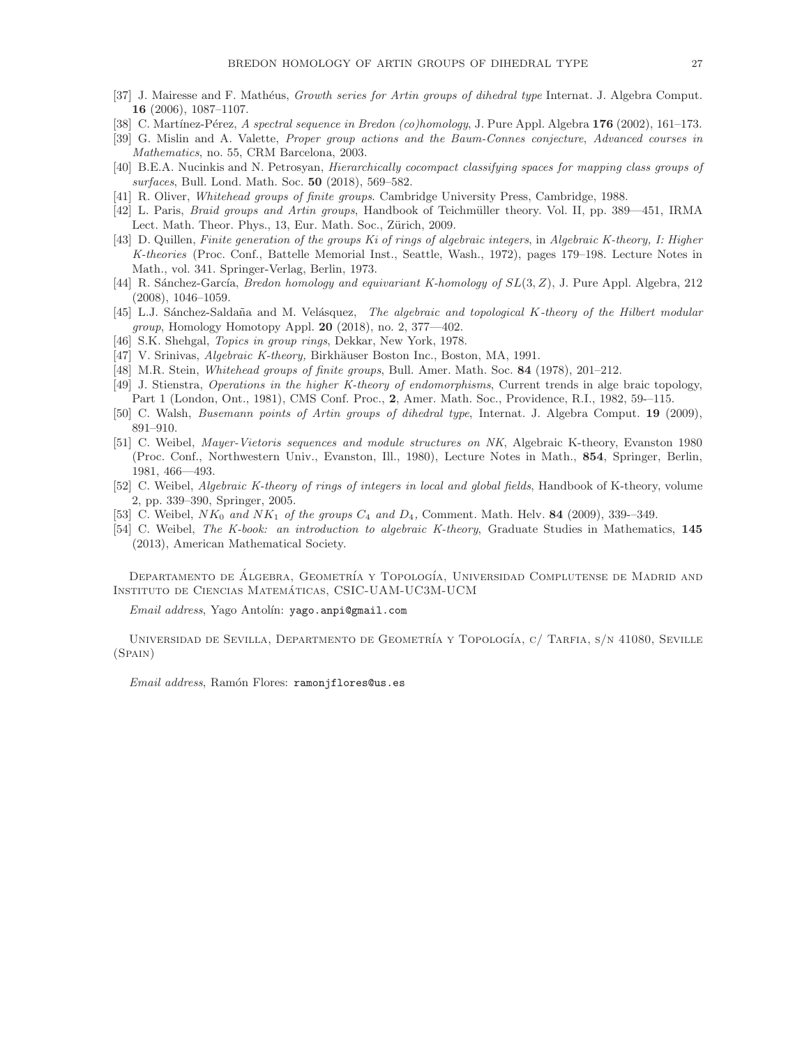[37] J. Mairesse and F. Mathéus, *Growth series for Artin groups of dihedral type* Internat. J. Algebra Comput. **16** (2006), 1087–1107.

[38] C. Martínez-Pérez, *A spectral sequence in Bredon (co)homology*, J. Pure Appl. Algebra **176** (2002), 161–173.

[39] G. Mislin and A. Valette, *Proper group actions and the Baum-Connes conjecture*, *Advanced courses in Mathematics*, no. 55, CRM Barcelona, 2003.

[40] B.E.A. Nucinkis and N. Petrosyan, *Hierarchically cocompact classifying spaces for mapping class groups of surfaces*, Bull. Lond. Math. Soc. **50** (2018), 569–582.

[41] R. Oliver, *Whitehead groups of finite groups*. Cambridge University Press, Cambridge, 1988.

[42] L. Paris, *Braid groups and Artin groups*, Handbook of Teichmüller theory. Vol. II, pp. 389—451, IRMA Lect. Math. Theor. Phys., 13, Eur. Math. Soc., Zürich, 2009.

[43] D. Quillen, *Finite generation of the groups Ki of rings of algebraic integers*, in *Algebraic K-theory, I: Higher K-theories* (Proc. Conf., Battelle Memorial Inst., Seattle, Wash., 1972), pages 179–198. Lecture Notes in Math., vol. 341. Springer-Verlag, Berlin, 1973.

[44] R. Sánchez-García, *Bredon homology and equivariant K-homology of $SL(3, Z)$*, J. Pure Appl. Algebra, 212 (2008), 1046–1059.

[45] L.J. Sánchez-Saldaña and M. Velásquez, *The algebraic and topological K-theory of the Hilbert modular group*, Homology Homotopy Appl. **20** (2018), no. 2, 377—402.

[46] S.K. Shehgal, *Topics in group rings*, Dekkar, New York, 1978.

[47] V. Srinivas, *Algebraic K-theory,* Birkhäuser Boston Inc., Boston, MA, 1991.

[48] M.R. Stein, *Whitehead groups of finite groups*, Bull. Amer. Math. Soc. **84** (1978), 201–212.

[49] J. Stienstra, *Operations in the higher K-theory of endomorphisms*, Current trends in alge braic topology, Part 1 (London, Ont., 1981), CMS Conf. Proc., **2**, Amer. Math. Soc., Providence, R.I., 1982, 59-–115.

[50] C. Walsh, *Busemann points of Artin groups of dihedral type*, Internat. J. Algebra Comput. **19** (2009), 891–910.

[51] C. Weibel, *Mayer-Vietoris sequences and module structures on NK*, Algebraic K-theory, Evanston 1980 (Proc. Conf., Northwestern Univ., Evanston, Ill., 1980), Lecture Notes in Math., **854**, Springer, Berlin, 1981, 466—493.

[52] C. Weibel, *Algebraic K-theory of rings of integers in local and global fields*, Handbook of K-theory, volume 2, pp. 339–390, Springer, 2005.

[53] C. Weibel, *$NK_0$ and $NK_1$ of the groups $C_4$ and $D_4$,* Comment. Math. Helv. **84** (2009), 339-–349.

[54] C. Weibel, *The K-book: an introduction to algebraic K-theory*, Graduate Studies in Mathematics, **145** (2013), American Mathematical Society.

Departamento de Álgebra, Geometría y Topología, Universidad Complutense de Madrid and Instituto de Ciencias Matemáticas, CSIC-UAM-UC3M-UCM

*Email address*, Yago Antolín: yago.anpi@gmail.com

Universidad de Sevilla, Departmento de Geometría y Topología, c/ Tarfia, s/n 41080, Seville (Spain)

*Email address*, Ramón Flores: ramonjflores@us.es